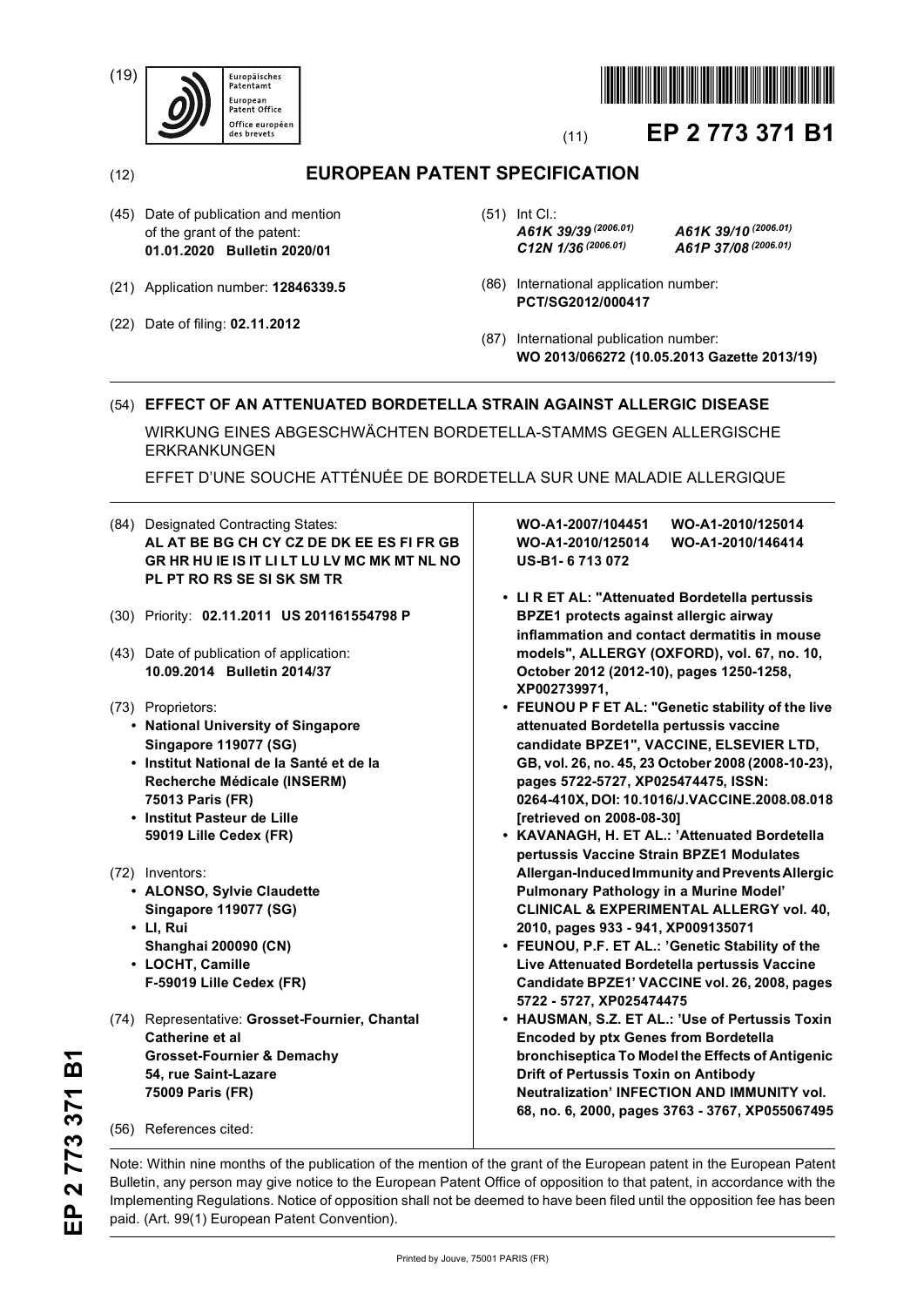(19) Europäisches Patentamt / European Patent Office / Office européen des brevets

(11) **EP 2 773 371 B1**

(12) **EUROPEAN PATENT SPECIFICATION**

(45) Date of publication and mention of the grant of the patent: **01.01.2020 Bulletin 2020/01**

(21) Application number: **12846339.5**

(22) Date of filing: **02.11.2012**

(51) Int Cl.:
*A61K 39/39* *(2006.01)* *A61K 39/10* *(2006.01)*
*C12N 1/36* *(2006.01)* *A61P 37/08* *(2006.01)*

(86) International application number: **PCT/SG2012/000417**

(87) International publication number: **WO 2013/066272 (10.05.2013 Gazette 2013/19)**

(54) **EFFECT OF AN ATTENUATED BORDETELLA STRAIN AGAINST ALLERGIC DISEASE**

WIRKUNG EINES ABGESCHWÄCHTEN BORDETELLA-STAMMS GEGEN ALLERGISCHE ERKRANKUNGEN

EFFET D'UNE SOUCHE ATTÉNUÉE DE BORDETELLA SUR UNE MALADIE ALLERGIQUE

(84) Designated Contracting States:
**AL AT BE BG CH CY CZ DE DK EE ES FI FR GB GR HR HU IE IS IT LI LT LU LV MC MK MT NL NO PL PT RO RS SE SI SK SM TR**

(30) Priority: **02.11.2011 US 201161554798 P**

(43) Date of publication of application: **10.09.2014 Bulletin 2014/37**

(73) Proprietors:
- **National University of Singapore Singapore 119077 (SG)**
- **Institut National de la Santé et de la Recherche Médicale (INSERM) 75013 Paris (FR)**
- **Institut Pasteur de Lille 59019 Lille Cedex (FR)**

(72) Inventors:
- **ALONSO, Sylvie Claudette Singapore 119077 (SG)**
- **LI, Rui Shanghai 200090 (CN)**
- **LOCHT, Camille F-59019 Lille Cedex (FR)**

(74) Representative: **Grosset-Fournier, Chantal Catherine et al Grosset-Fournier & Demachy 54, rue Saint-Lazare 75009 Paris (FR)**

(56) References cited:

**WO-A1-2007/104451** **WO-A1-2010/125014**
**WO-A1-2010/125014** **WO-A1-2010/146414**
**US-B1- 6 713 072**

- **LI R ET AL: "Attenuated Bordetella pertussis BPZE1 protects against allergic airway inflammation and contact dermatitis in mouse models", ALLERGY (OXFORD), vol. 67, no. 10, October 2012 (2012-10), pages 1250-1258, XP002739971,**
- **FEUNOU P F ET AL: "Genetic stability of the live attenuated Bordetella pertussis vaccine candidate BPZE1", VACCINE, ELSEVIER LTD, GB, vol. 26, no. 45, 23 October 2008 (2008-10-23), pages 5722-5727, XP025474475, ISSN: 0264-410X, DOI: 10.1016/J.VACCINE.2008.08.018 [retrieved on 2008-08-30]**
- **KAVANAGH, H. ET AL.: 'Attenuated Bordetella pertussis Vaccine Strain BPZE1 Modulates Allergan-Induced Immunity and Prevents Allergic Pulmonary Pathology in a Murine Model' CLINICAL & EXPERIMENTAL ALLERGY vol. 40, 2010, pages 933 - 941, XP009135071**
- **FEUNOU, P.F. ET AL.: 'Genetic Stability of the Live Attenuated Bordetella pertussis Vaccine Candidate BPZE1' VACCINE vol. 26, 2008, pages 5722 - 5727, XP025474475**
- **HAUSMAN, S.Z. ET AL.: 'Use of Pertussis Toxin Encoded by ptx Genes from Bordetella bronchiseptica To Model the Effects of Antigenic Drift of Pertussis Toxin on Antibody Neutralization' INFECTION AND IMMUNITY vol. 68, no. 6, 2000, pages 3763 - 3767, XP055067495**

Note: Within nine months of the publication of the mention of the grant of the European patent in the European Patent Bulletin, any person may give notice to the European Patent Office of opposition to that patent, in accordance with the Implementing Regulations. Notice of opposition shall not be deemed to have been filed until the opposition fee has been paid. (Art. 99(1) European Patent Convention).

Printed by Jouve, 75001 PARIS (FR)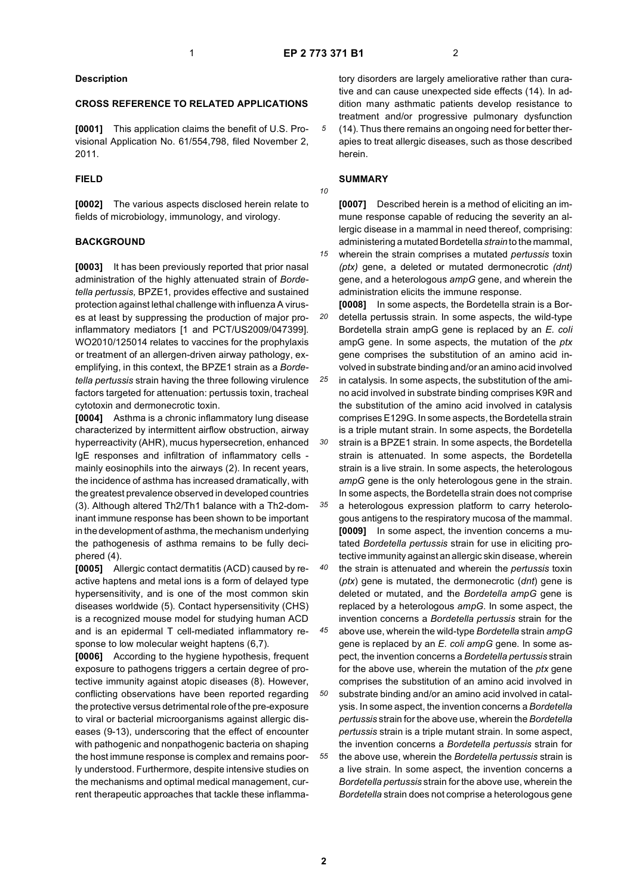## Description

### CROSS REFERENCE TO RELATED APPLICATIONS

**[0001]** This application claims the benefit of U.S. Provisional Application No. 61/554,798, filed November 2, 2011.

### FIELD

**[0002]** The various aspects disclosed herein relate to fields of microbiology, immunology, and virology.

### BACKGROUND

**[0003]** It has been previously reported that prior nasal administration of the highly attenuated strain of *Bordetella pertussis,* BPZE1, provides effective and sustained protection against lethal challenge with influenza A viruses at least by suppressing the production of major proinflammatory mediators [1 and PCT/US2009/047399]. WO2010/125014 relates to vaccines for the prophylaxis or treatment of an allergen-driven airway pathology, exemplifying, in this context, the BPZE1 strain as a *Bordetella pertussis* strain having the three following virulence factors targeted for attenuation: pertussis toxin, tracheal cytotoxin and dermonecrotic toxin.

**[0004]** Asthma is a chronic inflammatory lung disease characterized by intermittent airflow obstruction, airway hyperreactivity (AHR), mucus hypersecretion, enhanced IgE responses and infiltration of inflammatory cells - mainly eosinophils into the airways (2). In recent years, the incidence of asthma has increased dramatically, with the greatest prevalence observed in developed countries (3). Although altered Th2/Th1 balance with a Th2-dominant immune response has been shown to be important in the development of asthma, the mechanism underlying the pathogenesis of asthma remains to be fully deciphered (4).

**[0005]** Allergic contact dermatitis (ACD) caused by reactive haptens and metal ions is a form of delayed type hypersensitivity, and is one of the most common skin diseases worldwide (5). Contact hypersensitivity (CHS) is a recognized mouse model for studying human ACD and is an epidermal T cell-mediated inflammatory response to low molecular weight haptens (6,7).

**[0006]** According to the hygiene hypothesis, frequent exposure to pathogens triggers a certain degree of protective immunity against atopic diseases (8). However, conflicting observations have been reported regarding the protective versus detrimental role of the pre-exposure to viral or bacterial microorganisms against allergic diseases (9-13), underscoring that the effect of encounter with pathogenic and nonpathogenic bacteria on shaping the host immune response is complex and remains poorly understood. Furthermore, despite intensive studies on the mechanisms and optimal medical management, current therapeutic approaches that tackle these inflammatory disorders are largely ameliorative rather than curative and can cause unexpected side effects (14). In addition many asthmatic patients develop resistance to treatment and/or progressive pulmonary dysfunction (14). Thus there remains an ongoing need for better therapies to treat allergic diseases, such as those described herein.

### SUMMARY

**[0007]** Described herein is a method of eliciting an immune response capable of reducing the severity an allergic disease in a mammal in need thereof, comprising: administering a mutated Bordetella *strain* to the mammal, wherein the strain comprises a mutated *pertussis* toxin *(ptx)* gene, a deleted or mutated dermonecrotic *(dnt)* gene, and a heterologous *ampG* gene, and wherein the administration elicits the immune response.

**[0008]** In some aspects, the Bordetella strain is a Bordetella pertussis strain. In some aspects, the wild-type Bordetella strain ampG gene is replaced by an *E. coli* ampG gene. In some aspects, the mutation of the *ptx* gene comprises the substitution of an amino acid involved in substrate binding and/or an amino acid involved in catalysis. In some aspects, the substitution of the amino acid involved in substrate binding comprises K9R and the substitution of the amino acid involved in catalysis comprises E129G. In some aspects, the Bordetella strain is a triple mutant strain. In some aspects, the Bordetella strain is a BPZE1 strain. In some aspects, the Bordetella strain is attenuated. In some aspects, the Bordetella strain is a live strain. In some aspects, the heterologous *ampG* gene is the only heterologous gene in the strain. In some aspects, the Bordetella strain does not comprise a heterologous expression platform to carry heterologous antigens to the respiratory mucosa of the mammal.

**[0009]** In some aspect, the invention concerns a mutated *Bordetella pertussis* strain for use in eliciting protective immunity against an allergic skin disease, wherein the strain is attenuated and wherein the *pertussis* toxin (*ptx*) gene is mutated, the dermonecrotic (*dnt*) gene is deleted or mutated, and the *Bordetella ampG* gene is replaced by a heterologous *ampG.* In some aspect, the invention concerns a *Bordetella pertussis* strain for the above use, wherein the wild-type *Bordetella* strain *ampG* gene is replaced by an *E. coli ampG* gene. In some aspect, the invention concerns a *Bordetella pertussis* strain for the above use, wherein the mutation of the *ptx* gene comprises the substitution of an amino acid involved in substrate binding and/or an amino acid involved in catalysis. In some aspect, the invention concerns a *Bordetella pertussis* strain for the above use, wherein the *Bordetella pertussis* strain is a triple mutant strain. In some aspect, the invention concerns a *Bordetella pertussis* strain for the above use, wherein the *Bordetella pertussis* strain is a live strain. In some aspect, the invention concerns a *Bordetella pertussis* strain for the above use, wherein the *Bordetella* strain does not comprise a heterologous gene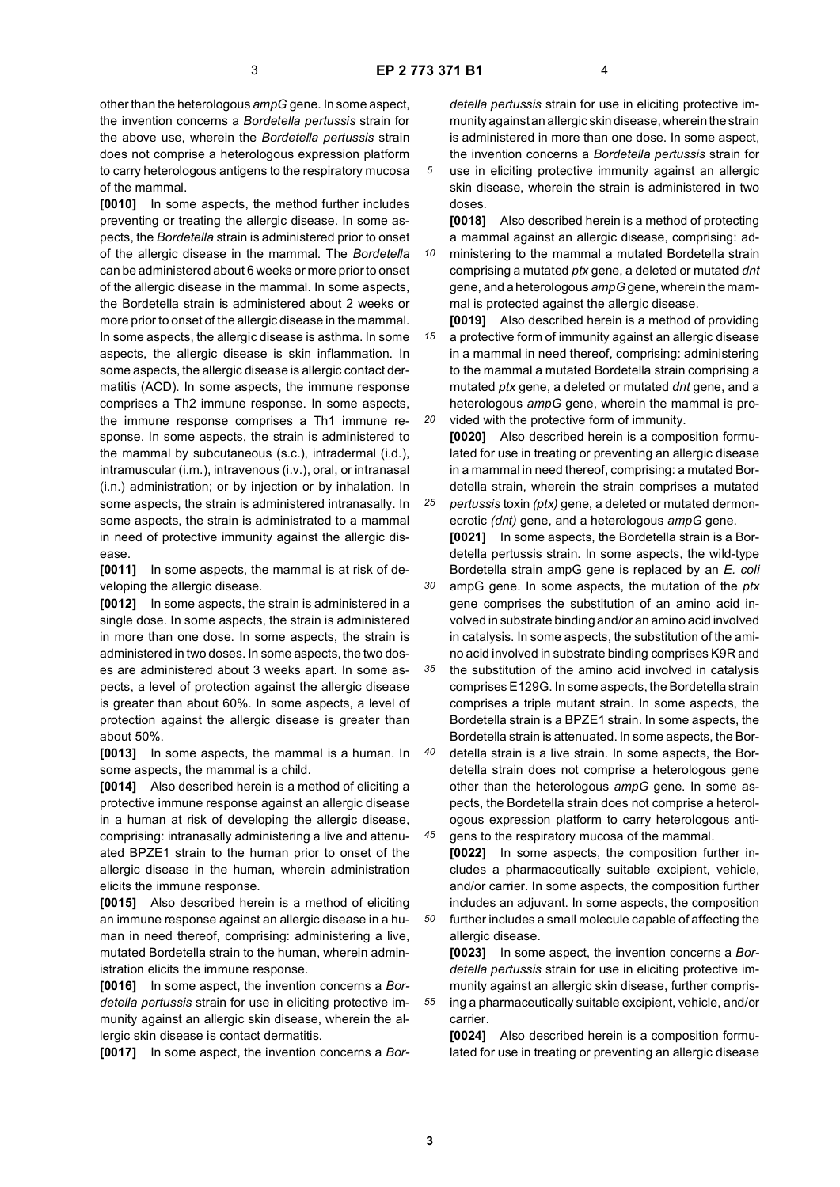other than the heterologous *ampG* gene. In some aspect, the invention concerns a *Bordetella pertussis* strain for the above use, wherein the *Bordetella pertussis* strain does not comprise a heterologous expression platform to carry heterologous antigens to the respiratory mucosa of the mammal.

**[0010]** In some aspects, the method further includes preventing or treating the allergic disease. In some aspects, the *Bordetella* strain is administered prior to onset of the allergic disease in the mammal. The *Bordetella* can be administered about 6 weeks or more prior to onset of the allergic disease in the mammal. In some aspects, the Bordetella strain is administered about 2 weeks or more prior to onset of the allergic disease in the mammal. In some aspects, the allergic disease is asthma. In some aspects, the allergic disease is skin inflammation. In some aspects, the allergic disease is allergic contact dermatitis (ACD). In some aspects, the immune response comprises a Th2 immune response. In some aspects, the immune response comprises a Th1 immune response. In some aspects, the strain is administered to the mammal by subcutaneous (s.c.), intradermal (i.d.), intramuscular (i.m.), intravenous (i.v.), oral, or intranasal (i.n.) administration; or by injection or by inhalation. In some aspects, the strain is administered intranasally. In some aspects, the strain is administrated to a mammal in need of protective immunity against the allergic disease.

**[0011]** In some aspects, the mammal is at risk of developing the allergic disease.

**[0012]** In some aspects, the strain is administered in a single dose. In some aspects, the strain is administered in more than one dose. In some aspects, the strain is administered in two doses. In some aspects, the two doses are administered about 3 weeks apart. In some aspects, a level of protection against the allergic disease is greater than about 60%. In some aspects, a level of protection against the allergic disease is greater than about 50%.

**[0013]** In some aspects, the mammal is a human. In some aspects, the mammal is a child.

**[0014]** Also described herein is a method of eliciting a protective immune response against an allergic disease in a human at risk of developing the allergic disease, comprising: intranasally administering a live and attenuated BPZE1 strain to the human prior to onset of the allergic disease in the human, wherein administration elicits the immune response.

**[0015]** Also described herein is a method of eliciting an immune response against an allergic disease in a human in need thereof, comprising: administering a live, mutated Bordetella strain to the human, wherein administration elicits the immune response.

**[0016]** In some aspect, the invention concerns a *Bordetella pertussis* strain for use in eliciting protective immunity against an allergic skin disease, wherein the allergic skin disease is contact dermatitis.

**[0017]** In some aspect, the invention concerns a *Bordetella pertussis* strain for use in eliciting protective immunity against an allergic skin disease, wherein the strain is administered in more than one dose. In some aspect, the invention concerns a *Bordetella pertussis* strain for use in eliciting protective immunity against an allergic skin disease, wherein the strain is administered in two doses.

**[0018]** Also described herein is a method of protecting a mammal against an allergic disease, comprising: administering to the mammal a mutated Bordetella strain comprising a mutated *ptx* gene, a deleted or mutated *dnt* gene, and a heterologous *ampG* gene, wherein the mammal is protected against the allergic disease.

**[0019]** Also described herein is a method of providing a protective form of immunity against an allergic disease in a mammal in need thereof, comprising: administering to the mammal a mutated Bordetella strain comprising a mutated *ptx* gene, a deleted or mutated *dnt* gene, and a heterologous *ampG* gene, wherein the mammal is provided with the protective form of immunity.

**[0020]** Also described herein is a composition formulated for use in treating or preventing an allergic disease in a mammal in need thereof, comprising: a mutated Bordetella strain, wherein the strain comprises a mutated *pertussis* toxin *(ptx)* gene, a deleted or mutated dermonecrotic *(dnt)* gene, and a heterologous *ampG* gene.

**[0021]** In some aspects, the Bordetella strain is a Bordetella pertussis strain. In some aspects, the wild-type Bordetella strain ampG gene is replaced by an *E. coli* ampG gene. In some aspects, the mutation of the *ptx* gene comprises the substitution of an amino acid involved in substrate binding and/or an amino acid involved in catalysis. In some aspects, the substitution of the amino acid involved in substrate binding comprises K9R and the substitution of the amino acid involved in catalysis comprises E129G. In some aspects, the Bordetella strain comprises a triple mutant strain. In some aspects, the Bordetella strain is a BPZE1 strain. In some aspects, the Bordetella strain is attenuated. In some aspects, the Bordetella strain is a live strain. In some aspects, the Bordetella strain does not comprise a heterologous gene other than the heterologous *ampG* gene. In some aspects, the Bordetella strain does not comprise a heterologous expression platform to carry heterologous antigens to the respiratory mucosa of the mammal.

**[0022]** In some aspects, the composition further includes a pharmaceutically suitable excipient, vehicle, and/or carrier. In some aspects, the composition further includes an adjuvant. In some aspects, the composition further includes a small molecule capable of affecting the allergic disease.

**[0023]** In some aspect, the invention concerns a *Bordetella pertussis* strain for use in eliciting protective immunity against an allergic skin disease, further comprising a pharmaceutically suitable excipient, vehicle, and/or carrier.

**[0024]** Also described herein is a composition formulated for use in treating or preventing an allergic disease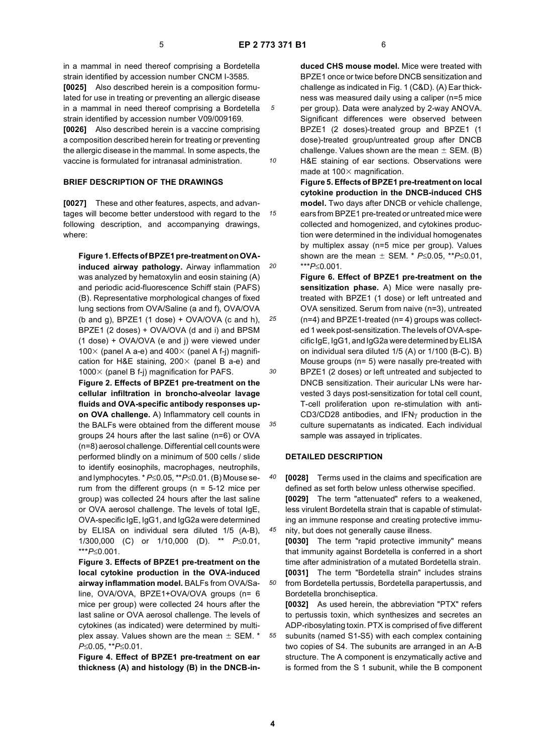in a mammal in need thereof comprising a Bordetella strain identified by accession number CNCM I-3585.

**[0025]** Also described herein is a composition formulated for use in treating or preventing an allergic disease in a mammal in need thereof comprising a Bordetella strain identified by accession number V09/009169.

**[0026]** Also described herein is a vaccine comprising a composition described herein for treating or preventing the allergic disease in the mammal. In some aspects, the vaccine is formulated for intranasal administration.

## BRIEF DESCRIPTION OF THE DRAWINGS

**[0027]** These and other features, aspects, and advantages will become better understood with regard to the following description, and accompanying drawings, where:

**Figure 1. Effects of BPZE1 pre-treatment on OVA-induced airway pathology.** Airway inflammation was analyzed by hematoxylin and eosin staining (A) and periodic acid-fluorescence Schiff stain (PAFS) (B). Representative morphological changes of fixed lung sections from OVA/Saline (a and f), OVA/OVA (b and g), BPZE1 (1 dose) + OVA/OVA (c and h), BPZE1 (2 doses) + OVA/OVA (d and i) and BPSM (1 dose) + OVA/OVA (e and j) were viewed under 100× (panel A a-e) and 400× (panel A f-j) magnification for H&E staining, 200× (panel B a-e) and 1000× (panel B f-j) magnification for PAFS.

**Figure 2. Effects of BPZE1 pre-treatment on the cellular infiltration in broncho-alveolar lavage fluids and OVA-specific antibody responses upon OVA challenge.** A) Inflammatory cell counts in the BALFs were obtained from the different mouse groups 24 hours after the last saline (n=6) or OVA (n=8) aerosol challenge. Differential cell counts were performed blindly on a minimum of 500 cells / slide to identify eosinophils, macrophages, neutrophils, and lymphocytes. * $P \leq 0.05$, ** $P \leq 0.01$. (B) Mouse serum from the different groups (n = 5-12 mice per group) was collected 24 hours after the last saline or OVA aerosol challenge. The levels of total IgE, OVA-specific IgE, IgG1, and IgG2a were determined by ELISA on individual sera diluted 1/5 (A-B), 1/300,000 (C) or 1/10,000 (D). ** $P \leq 0.01$, *** $P \leq 0.001$.

**Figure 3. Effects of BPZE1 pre-treatment on the local cytokine production in the OVA-induced airway inflammation model.** BALFs from OVA/Saline, OVA/OVA, BPZE1+OVA/OVA groups (n= 6 mice per group) were collected 24 hours after the last saline or OVA aerosol challenge. The levels of cytokines (as indicated) were determined by multiplex assay. Values shown are the mean ± SEM. * $P \leq 0.05$, ** $P \leq 0.01$.

**Figure 4. Effect of BPZE1 pre-treatment on ear thickness (A) and histology (B) in the DNCB-induced CHS mouse model.** Mice were treated with BPZE1 once or twice before DNCB sensitization and challenge as indicated in Fig. 1 (C&D). (A) Ear thickness was measured daily using a caliper (n=5 mice per group). Data were analyzed by 2-way ANOVA. Significant differences were observed between BPZE1 (2 doses)-treated group and BPZE1 (1 dose)-treated group/untreated group after DNCB challenge. Values shown are the mean ± SEM. (B) H&E staining of ear sections. Observations were made at 100× magnification.

**Figure 5. Effects of BPZE1 pre-treatment on local cytokine production in the DNCB-induced CHS model.** Two days after DNCB or vehicle challenge, ears from BPZE1 pre-treated or untreated mice were collected and homogenized, and cytokines production were determined in the individual homogenates by multiplex assay (n=5 mice per group). Values shown are the mean ± SEM. * $P \leq 0.05$, ** $P \leq 0.01$, *** $P \leq 0.001$.

**Figure 6. Effect of BPZE1 pre-treatment on the sensitization phase.** A) Mice were nasally pre-treated with BPZE1 (1 dose) or left untreated and OVA sensitized. Serum from naive (n=3), untreated (n=4) and BPZE1-treated (n= 4) groups was collected 1 week post-sensitization. The levels of OVA-specific IgE, IgG1, and IgG2a were determined by ELISA on individual sera diluted 1/5 (A) or 1/100 (B-C). B) Mouse groups (n= 5) were nasally pre-treated with BPZE1 (2 doses) or left untreated and subjected to DNCB sensitization. Their auricular LNs were harvested 3 days post-sensitization for total cell count, T-cell proliferation upon re-stimulation with anti-CD3/CD28 antibodies, and IFNγ production in the culture supernatants as indicated. Each individual sample was assayed in triplicates.

## DETAILED DESCRIPTION

**[0028]** Terms used in the claims and specification are defined as set forth below unless otherwise specified.

**[0029]** The term "attenuated" refers to a weakened, less virulent Bordetella strain that is capable of stimulating an immune response and creating protective immunity, but does not generally cause illness.

**[0030]** The term "rapid protective immunity" means that immunity against Bordetella is conferred in a short time after administration of a mutated Bordetella strain.

**[0031]** The term "Bordetella strain" includes strains from Bordetella pertussis, Bordetella parapertussis, and Bordetella bronchiseptica.

**[0032]** As used herein, the abbreviation "PTX" refers to pertussis toxin, which synthesizes and secretes an ADP-ribosylating toxin. PTX is comprised of five different subunits (named S1-S5) with each complex containing two copies of S4. The subunits are arranged in an A-B structure. The A component is enzymatically active and is formed from the S 1 subunit, while the B component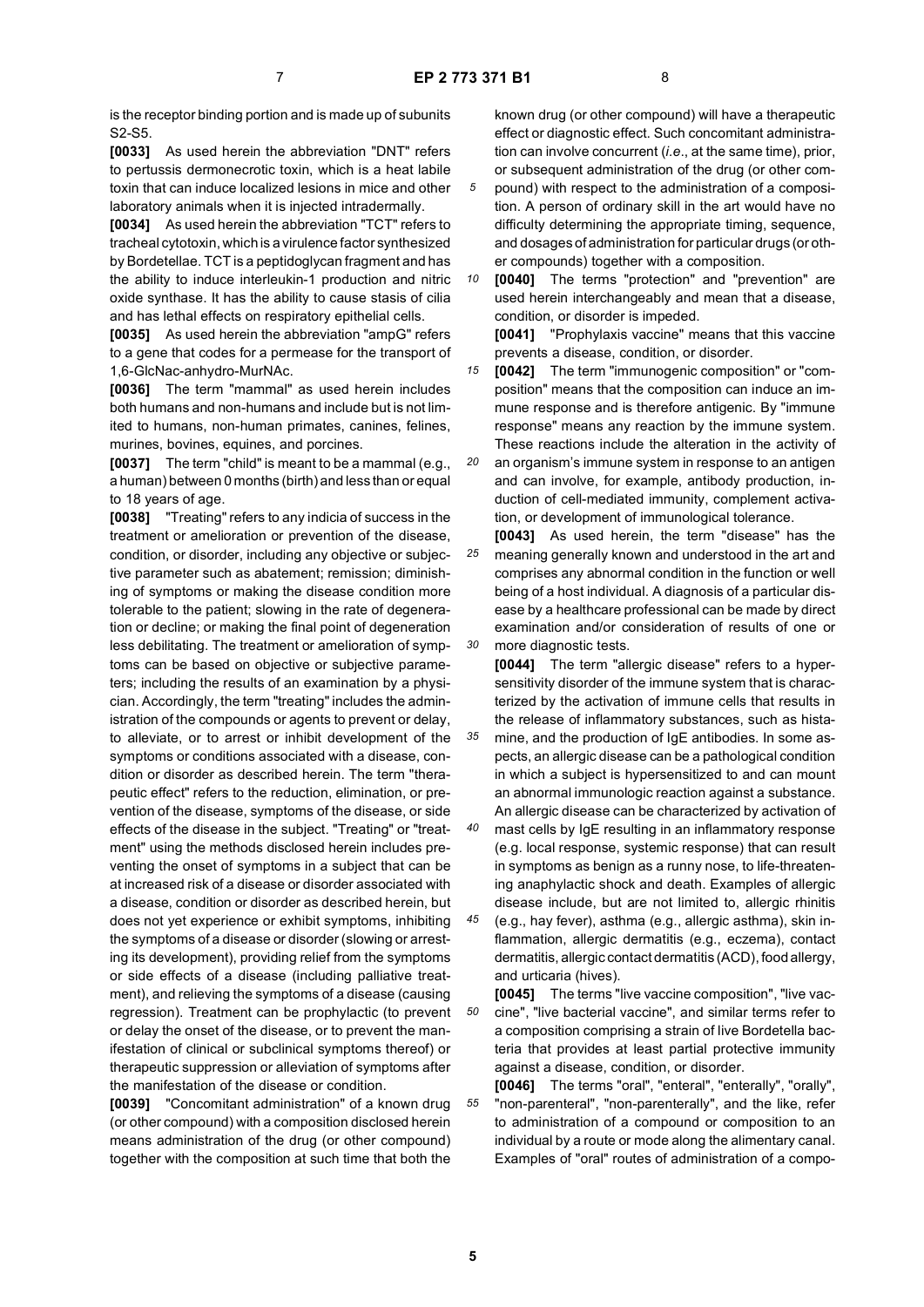is the receptor binding portion and is made up of subunits S2-S5.

**[0033]** As used herein the abbreviation "DNT" refers to pertussis dermonecrotic toxin, which is a heat labile toxin that can induce localized lesions in mice and other laboratory animals when it is injected intradermally.

**[0034]** As used herein the abbreviation "TCT" refers to tracheal cytotoxin, which is a virulence factor synthesized by Bordetellae. TCT is a peptidoglycan fragment and has the ability to induce interleukin-1 production and nitric oxide synthase. It has the ability to cause stasis of cilia and has lethal effects on respiratory epithelial cells.

**[0035]** As used herein the abbreviation "ampG" refers to a gene that codes for a permease for the transport of 1,6-GlcNac-anhydro-MurNAc.

**[0036]** The term "mammal" as used herein includes both humans and non-humans and include but is not limited to humans, non-human primates, canines, felines, murines, bovines, equines, and porcines.

**[0037]** The term "child" is meant to be a mammal (e.g., a human) between 0 months (birth) and less than or equal to 18 years of age.

**[0038]** "Treating" refers to any indicia of success in the treatment or amelioration or prevention of the disease, condition, or disorder, including any objective or subjective parameter such as abatement; remission; diminishing of symptoms or making the disease condition more tolerable to the patient; slowing in the rate of degeneration or decline; or making the final point of degeneration less debilitating. The treatment or amelioration of symptoms can be based on objective or subjective parameters; including the results of an examination by a physician. Accordingly, the term "treating" includes the administration of the compounds or agents to prevent or delay, to alleviate, or to arrest or inhibit development of the symptoms or conditions associated with a disease, condition or disorder as described herein. The term "therapeutic effect" refers to the reduction, elimination, or prevention of the disease, symptoms of the disease, or side effects of the disease in the subject. "Treating" or "treatment" using the methods disclosed herein includes preventing the onset of symptoms in a subject that can be at increased risk of a disease or disorder associated with a disease, condition or disorder as described herein, but does not yet experience or exhibit symptoms, inhibiting the symptoms of a disease or disorder (slowing or arresting its development), providing relief from the symptoms or side effects of a disease (including palliative treatment), and relieving the symptoms of a disease (causing regression). Treatment can be prophylactic (to prevent or delay the onset of the disease, or to prevent the manifestation of clinical or subclinical symptoms thereof) or therapeutic suppression or alleviation of symptoms after the manifestation of the disease or condition.

**[0039]** "Concomitant administration" of a known drug (or other compound) with a composition disclosed herein means administration of the drug (or other compound) together with the composition at such time that both the known drug (or other compound) will have a therapeutic effect or diagnostic effect. Such concomitant administration can involve concurrent (*i.e*., at the same time), prior, or subsequent administration of the drug (or other compound) with respect to the administration of a composition. A person of ordinary skill in the art would have no difficulty determining the appropriate timing, sequence, and dosages of administration for particular drugs (or other compounds) together with a composition.

**[0040]** The terms "protection" and "prevention" are used herein interchangeably and mean that a disease, condition, or disorder is impeded.

**[0041]** "Prophylaxis vaccine" means that this vaccine prevents a disease, condition, or disorder.

**[0042]** The term "immunogenic composition" or "composition" means that the composition can induce an immune response and is therefore antigenic. By "immune response" means any reaction by the immune system. These reactions include the alteration in the activity of an organism's immune system in response to an antigen and can involve, for example, antibody production, induction of cell-mediated immunity, complement activation, or development of immunological tolerance.

**[0043]** As used herein, the term "disease" has the meaning generally known and understood in the art and comprises any abnormal condition in the function or well being of a host individual. A diagnosis of a particular disease by a healthcare professional can be made by direct examination and/or consideration of results of one or more diagnostic tests.

**[0044]** The term "allergic disease" refers to a hypersensitivity disorder of the immune system that is characterized by the activation of immune cells that results in the release of inflammatory substances, such as histamine, and the production of IgE antibodies. In some aspects, an allergic disease can be a pathological condition in which a subject is hypersensitized to and can mount an abnormal immunologic reaction against a substance. An allergic disease can be characterized by activation of mast cells by IgE resulting in an inflammatory response (e.g. local response, systemic response) that can result in symptoms as benign as a runny nose, to life-threatening anaphylactic shock and death. Examples of allergic disease include, but are not limited to, allergic rhinitis (e.g., hay fever), asthma (e.g., allergic asthma), skin inflammation, allergic dermatitis (e.g., eczema), contact dermatitis, allergic contact dermatitis (ACD), food allergy, and urticaria (hives).

**[0045]** The terms "live vaccine composition", "live vaccine", "live bacterial vaccine", and similar terms refer to a composition comprising a strain of live Bordetella bacteria that provides at least partial protective immunity against a disease, condition, or disorder.

**[0046]** The terms "oral", "enteral", "enterally", "orally", "non-parenteral", "non-parenterally", and the like, refer to administration of a compound or composition to an individual by a route or mode along the alimentary canal. Examples of "oral" routes of administration of a compo-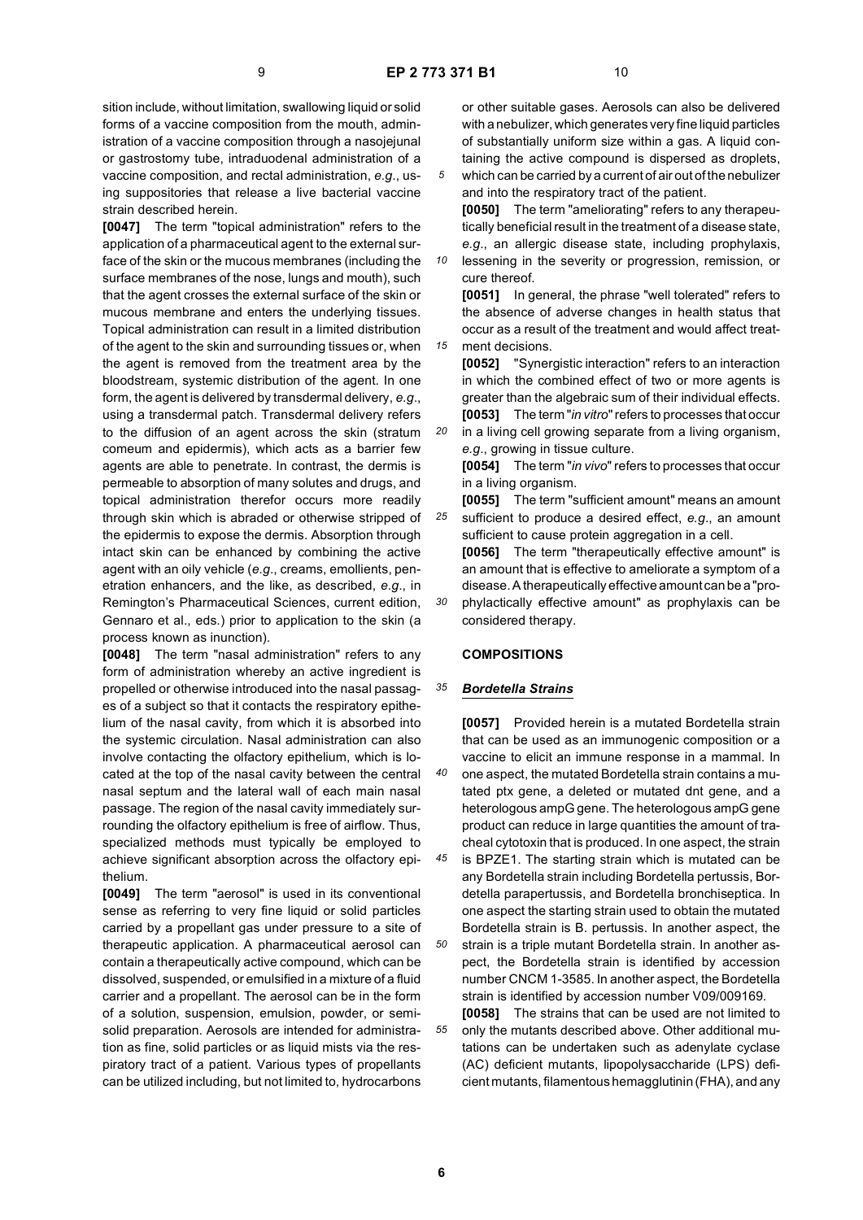sition include, without limitation, swallowing liquid or solid forms of a vaccine composition from the mouth, administration of a vaccine composition through a nasojejunal or gastrostomy tube, intraduodenal administration of a vaccine composition, and rectal administration, *e.g.*, using suppositories that release a live bacterial vaccine strain described herein.

**[0047]** The term "topical administration" refers to the application of a pharmaceutical agent to the external surface of the skin or the mucous membranes (including the surface membranes of the nose, lungs and mouth), such that the agent crosses the external surface of the skin or mucous membrane and enters the underlying tissues. Topical administration can result in a limited distribution of the agent to the skin and surrounding tissues or, when the agent is removed from the treatment area by the bloodstream, systemic distribution of the agent. In one form, the agent is delivered by transdermal delivery, *e.g.*, using a transdermal patch. Transdermal delivery refers to the diffusion of an agent across the skin (stratum corneum and epidermis), which acts as a barrier few agents are able to penetrate. In contrast, the dermis is permeable to absorption of many solutes and drugs, and topical administration therefor occurs more readily through skin which is abraded or otherwise stripped of the epidermis to expose the dermis. Absorption through intact skin can be enhanced by combining the active agent with an oily vehicle (*e.g.*, creams, emollients, penetration enhancers, and the like, as described, *e.g.*, in Remington's Pharmaceutical Sciences, current edition, Gennaro et al., eds.) prior to application to the skin (a process known as inunction).

**[0048]** The term "nasal administration" refers to any form of administration whereby an active ingredient is propelled or otherwise introduced into the nasal passages of a subject so that it contacts the respiratory epithelium of the nasal cavity, from which it is absorbed into the systemic circulation. Nasal administration can also involve contacting the olfactory epithelium, which is located at the top of the nasal cavity between the central nasal septum and the lateral wall of each main nasal passage. The region of the nasal cavity immediately surrounding the olfactory epithelium is free of airflow. Thus, specialized methods must typically be employed to achieve significant absorption across the olfactory epithelium.

**[0049]** The term "aerosol" is used in its conventional sense as referring to very fine liquid or solid particles carried by a propellant gas under pressure to a site of therapeutic application. A pharmaceutical aerosol can contain a therapeutically active compound, which can be dissolved, suspended, or emulsified in a mixture of a fluid carrier and a propellant. The aerosol can be in the form of a solution, suspension, emulsion, powder, or semisolid preparation. Aerosols are intended for administration as fine, solid particles or as liquid mists via the respiratory tract of a patient. Various types of propellants can be utilized including, but not limited to, hydrocarbons or other suitable gases. Aerosols can also be delivered with a nebulizer, which generates very fine liquid particles of substantially uniform size within a gas. A liquid containing the active compound is dispersed as droplets, which can be carried by a current of air out of the nebulizer and into the respiratory tract of the patient.

**[0050]** The term "ameliorating" refers to any therapeutically beneficial result in the treatment of a disease state, *e.g.*, an allergic disease state, including prophylaxis, lessening in the severity or progression, remission, or cure thereof.

**[0051]** In general, the phrase "well tolerated" refers to the absence of adverse changes in health status that occur as a result of the treatment and would affect treatment decisions.

**[0052]** "Synergistic interaction" refers to an interaction in which the combined effect of two or more agents is greater than the algebraic sum of their individual effects.

**[0053]** The term "*in vitro*" refers to processes that occur in a living cell growing separate from a living organism, *e.g.*, growing in tissue culture.

**[0054]** The term "*in vivo*" refers to processes that occur in a living organism.

**[0055]** The term "sufficient amount" means an amount sufficient to produce a desired effect, *e.g.*, an amount sufficient to cause protein aggregation in a cell.

**[0056]** The term "therapeutically effective amount" is an amount that is effective to ameliorate a symptom of a disease. A therapeutically effective amount can be a "prophylactically effective amount" as prophylaxis can be considered therapy.

## COMPOSITIONS

### ***Bordetella Strains***

**[0057]** Provided herein is a mutated Bordetella strain that can be used as an immunogenic composition or a vaccine to elicit an immune response in a mammal. In one aspect, the mutated Bordetella strain contains a mutated ptx gene, a deleted or mutated dnt gene, and a heterologous ampG gene. The heterologous ampG gene product can reduce in large quantities the amount of tracheal cytotoxin that is produced. In one aspect, the strain is BPZE1. The starting strain which is mutated can be any Bordetella strain including Bordetella pertussis, Bordetella parapertussis, and Bordetella bronchiseptica. In one aspect the starting strain used to obtain the mutated Bordetella strain is B. pertussis. In another aspect, the strain is a triple mutant Bordetella strain. In another aspect, the Bordetella strain is identified by accession number CNCM 1-3585. In another aspect, the Bordetella strain is identified by accession number V09/009169.

**[0058]** The strains that can be used are not limited to only the mutants described above. Other additional mutations can be undertaken such as adenylate cyclase (AC) deficient mutants, lipopolysaccharide (LPS) deficient mutants, filamentous hemagglutinin (FHA), and any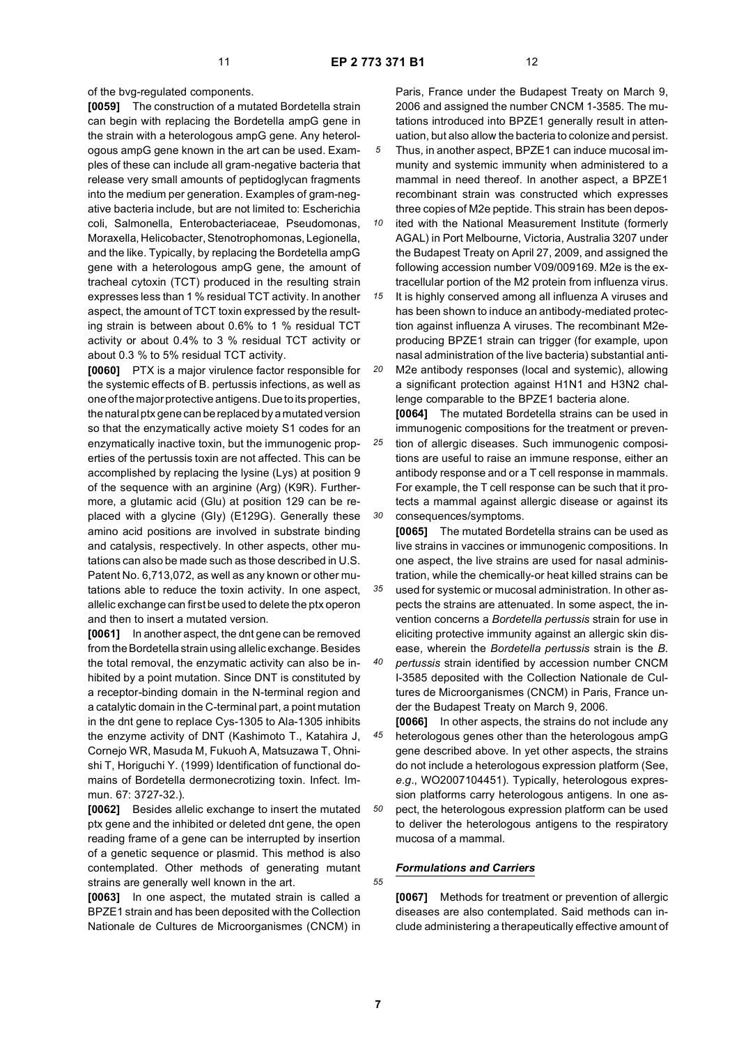of the bvg-regulated components.

**[0059]** The construction of a mutated Bordetella strain can begin with replacing the Bordetella ampG gene in the strain with a heterologous ampG gene. Any heterologous ampG gene known in the art can be used. Examples of these can include all gram-negative bacteria that release very small amounts of peptidoglycan fragments into the medium per generation. Examples of gram-negative bacteria include, but are not limited to: Escherichia coli, Salmonella, Enterobacteriaceae, Pseudomonas, Moraxella, Helicobacter, Stenotrophomonas, Legionella, and the like. Typically, by replacing the Bordetella ampG gene with a heterologous ampG gene, the amount of tracheal cytoxin (TCT) produced in the resulting strain expresses less than 1 % residual TCT activity. In another aspect, the amount of TCT toxin expressed by the resulting strain is between about 0.6% to 1 % residual TCT activity or about 0.4% to 3 % residual TCT activity or about 0.3 % to 5% residual TCT activity.

**[0060]** PTX is a major virulence factor responsible for the systemic effects of B. pertussis infections, as well as one of the major protective antigens. Due to its properties, the natural ptx gene can be replaced by a mutated version so that the enzymatically active moiety S1 codes for an enzymatically inactive toxin, but the immunogenic properties of the pertussis toxin are not affected. This can be accomplished by replacing the lysine (Lys) at position 9 of the sequence with an arginine (Arg) (K9R). Furthermore, a glutamic acid (Glu) at position 129 can be replaced with a glycine (Gly) (E129G). Generally these amino acid positions are involved in substrate binding and catalysis, respectively. In other aspects, other mutations can also be made such as those described in U.S. Patent No. 6,713,072, as well as any known or other mutations able to reduce the toxin activity. In one aspect, allelic exchange can first be used to delete the ptx operon and then to insert a mutated version.

**[0061]** In another aspect, the dnt gene can be removed from the Bordetella strain using allelic exchange. Besides the total removal, the enzymatic activity can also be inhibited by a point mutation. Since DNT is constituted by a receptor-binding domain in the N-terminal region and a catalytic domain in the C-terminal part, a point mutation in the dnt gene to replace Cys-1305 to Ala-1305 inhibits the enzyme activity of DNT (Kashimoto T., Katahira J, Cornejo WR, Masuda M, Fukuoh A, Matsuzawa T, Ohnishi T, Horiguchi Y. (1999) Identification of functional domains of Bordetella dermonecrotizing toxin. Infect. Immun. 67: 3727-32.).

**[0062]** Besides allelic exchange to insert the mutated ptx gene and the inhibited or deleted dnt gene, the open reading frame of a gene can be interrupted by insertion of a genetic sequence or plasmid. This method is also contemplated. Other methods of generating mutant strains are generally well known in the art.

**[0063]** In one aspect, the mutated strain is called a BPZE1 strain and has been deposited with the Collection Nationale de Cultures de Microorganismes (CNCM) in Paris, France under the Budapest Treaty on March 9, 2006 and assigned the number CNCM 1-3585. The mutations introduced into BPZE1 generally result in attenuation, but also allow the bacteria to colonize and persist. Thus, in another aspect, BPZE1 can induce mucosal immunity and systemic immunity when administered to a mammal in need thereof. In another aspect, a BPZE1 recombinant strain was constructed which expresses three copies of M2e peptide. This strain has been deposited with the National Measurement Institute (formerly AGAL) in Port Melbourne, Victoria, Australia 3207 under the Budapest Treaty on April 27, 2009, and assigned the following accession number V09/009169. M2e is the extracellular portion of the M2 protein from influenza virus. It is highly conserved among all influenza A viruses and has been shown to induce an antibody-mediated protection against influenza A viruses. The recombinant M2e-producing BPZE1 strain can trigger (for example, upon nasal administration of the live bacteria) substantial anti-M2e antibody responses (local and systemic), allowing a significant protection against H1N1 and H3N2 challenge comparable to the BPZE1 bacteria alone.

**[0064]** The mutated Bordetella strains can be used in immunogenic compositions for the treatment or prevention of allergic diseases. Such immunogenic compositions are useful to raise an immune response, either an antibody response and or a T cell response in mammals. For example, the T cell response can be such that it protects a mammal against allergic disease or against its consequences/symptoms.

**[0065]** The mutated Bordetella strains can be used as live strains in vaccines or immunogenic compositions. In one aspect, the live strains are used for nasal administration, while the chemically-or heat killed strains can be used for systemic or mucosal administration. In other aspects the strains are attenuated. In some aspect, the invention concerns a *Bordetella pertussis* strain for use in eliciting protective immunity against an allergic skin disease, wherein the *Bordetella pertussis* strain is the *B. pertussis* strain identified by accession number CNCM I-3585 deposited with the Collection Nationale de Cultures de Microorganismes (CNCM) in Paris, France under the Budapest Treaty on March 9, 2006.

**[0066]** In other aspects, the strains do not include any heterologous genes other than the heterologous ampG gene described above. In yet other aspects, the strains do not include a heterologous expression platform (See, *e.g.*, WO2007104451). Typically, heterologous expression platforms carry heterologous antigens. In one aspect, the heterologous expression platform can be used to deliver the heterologous antigens to the respiratory mucosa of a mammal.

### *Formulations and Carriers*

**[0067]** Methods for treatment or prevention of allergic diseases are also contemplated. Said methods can include administering a therapeutically effective amount of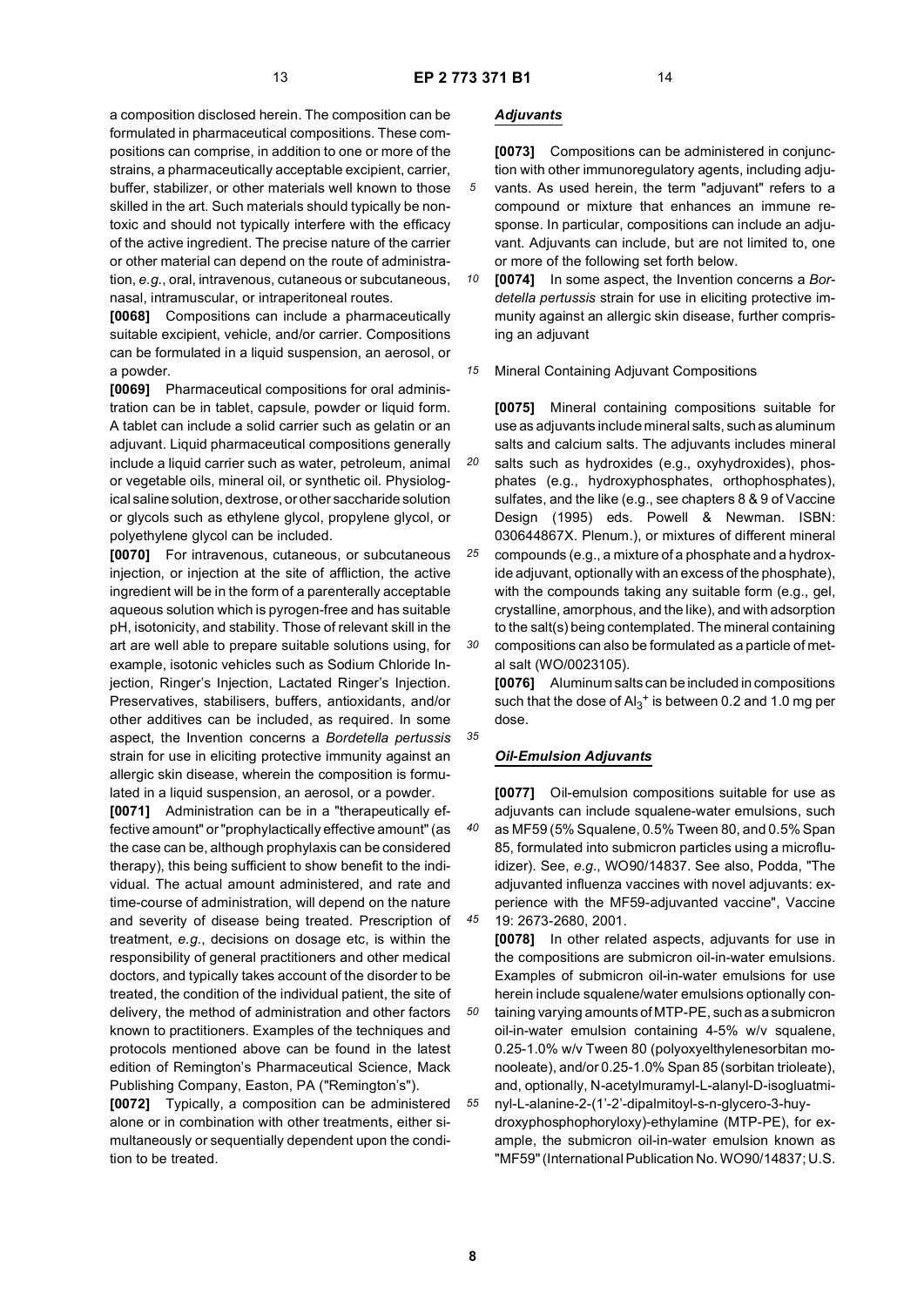a composition disclosed herein. The composition can be formulated in pharmaceutical compositions. These compositions can comprise, in addition to one or more of the strains, a pharmaceutically acceptable excipient, carrier, buffer, stabilizer, or other materials well known to those skilled in the art. Such materials should typically be non-toxic and should not typically interfere with the efficacy of the active ingredient. The precise nature of the carrier or other material can depend on the route of administration, *e.g.*, oral, intravenous, cutaneous or subcutaneous, nasal, intramuscular, or intraperitoneal routes.

**[0068]** Compositions can include a pharmaceutically suitable excipient, vehicle, and/or carrier. Compositions can be formulated in a liquid suspension, an aerosol, or a powder.

**[0069]** Pharmaceutical compositions for oral administration can be in tablet, capsule, powder or liquid form. A tablet can include a solid carrier such as gelatin or an adjuvant. Liquid pharmaceutical compositions generally include a liquid carrier such as water, petroleum, animal or vegetable oils, mineral oil, or synthetic oil. Physiological saline solution, dextrose, or other saccharide solution or glycols such as ethylene glycol, propylene glycol, or polyethylene glycol can be included.

**[0070]** For intravenous, cutaneous, or subcutaneous injection, or injection at the site of affliction, the active ingredient will be in the form of a parenterally acceptable aqueous solution which is pyrogen-free and has suitable pH, isotonicity, and stability. Those of relevant skill in the art are well able to prepare suitable solutions using, for example, isotonic vehicles such as Sodium Chloride Injection, Ringer's Injection, Lactated Ringer's Injection. Preservatives, stabilisers, buffers, antioxidants, and/or other additives can be included, as required. In some aspect, the Invention concerns a *Bordetella pertussis* strain for use in eliciting protective immunity against an allergic skin disease, wherein the composition is formulated in a liquid suspension, an aerosol, or a powder.

**[0071]** Administration can be in a "therapeutically effective amount" or "prophylactically effective amount" (as the case can be, although prophylaxis can be considered therapy), this being sufficient to show benefit to the individual. The actual amount administered, and rate and time-course of administration, will depend on the nature and severity of disease being treated. Prescription of treatment, *e.g.*, decisions on dosage etc, is within the responsibility of general practitioners and other medical doctors, and typically takes account of the disorder to be treated, the condition of the individual patient, the site of delivery, the method of administration and other factors known to practitioners. Examples of the techniques and protocols mentioned above can be found in the latest edition of Remington's Pharmaceutical Science, Mack Publishing Company, Easton, PA ("Remington's").

**[0072]** Typically, a composition can be administered alone or in combination with other treatments, either simultaneously or sequentially dependent upon the condition to be treated.

### *Adjuvants*

**[0073]** Compositions can be administered in conjunction with other immunoregulatory agents, including adjuvants. As used herein, the term "adjuvant" refers to a compound or mixture that enhances an immune response. In particular, compositions can include an adjuvant. Adjuvants can include, but are not limited to, one or more of the following set forth below.

**[0074]** In some aspect, the Invention concerns a *Bordetella pertussis* strain for use in eliciting protective immunity against an allergic skin disease, further comprising an adjuvant

Mineral Containing Adjuvant Compositions

**[0075]** Mineral containing compositions suitable for use as adjuvants include mineral salts, such as aluminum salts and calcium salts. The adjuvants includes mineral salts such as hydroxides (e.g., oxyhydroxides), phosphates (e.g., hydroxyphosphates, orthophosphates), sulfates, and the like (e.g., see chapters 8 & 9 of Vaccine Design (1995) eds. Powell & Newman. ISBN: 030644867X. Plenum.), or mixtures of different mineral compounds (e.g., a mixture of a phosphate and a hydroxide adjuvant, optionally with an excess of the phosphate), with the compounds taking any suitable form (e.g., gel, crystalline, amorphous, and the like), and with adsorption to the salt(s) being contemplated. The mineral containing compositions can also be formulated as a particle of metal salt (WO/0023105).

**[0076]** Aluminum salts can be included in compositions such that the dose of $Al_3^+$ is between 0.2 and 1.0 mg per dose.

### ***Oil-Emulsion Adjuvants***

**[0077]** Oil-emulsion compositions suitable for use as adjuvants can include squalene-water emulsions, such as MF59 (5% Squalene, 0.5% Tween 80, and 0.5% Span 85, formulated into submicron particles using a microfluidizer). See, *e.g.*, WO90/14837. See also, Podda, "The adjuvanted influenza vaccines with novel adjuvants: experience with the MF59-adjuvanted vaccine", Vaccine 19: 2673-2680, 2001.

**[0078]** In other related aspects, adjuvants for use in the compositions are submicron oil-in-water emulsions. Examples of submicron oil-in-water emulsions for use herein include squalene/water emulsions optionally containing varying amounts of MTP-PE, such as a submicron oil-in-water emulsion containing 4-5% w/v squalene, 0.25-1.0% w/v Tween 80 (polyoxyelthylenesorbitan monooleate), and/or 0.25-1.0% Span 85 (sorbitan trioleate), and, optionally, N-acetylmuramyl-L-alanyl-D-isogluatminyl-L-alanine-2-(1'-2'-dipalmitoyl-s-n-glycero-3-huydroxyphosphophoryloxy)-ethylamine (MTP-PE), for example, the submicron oil-in-water emulsion known as "MF59" (International Publication No. WO90/14837; U.S.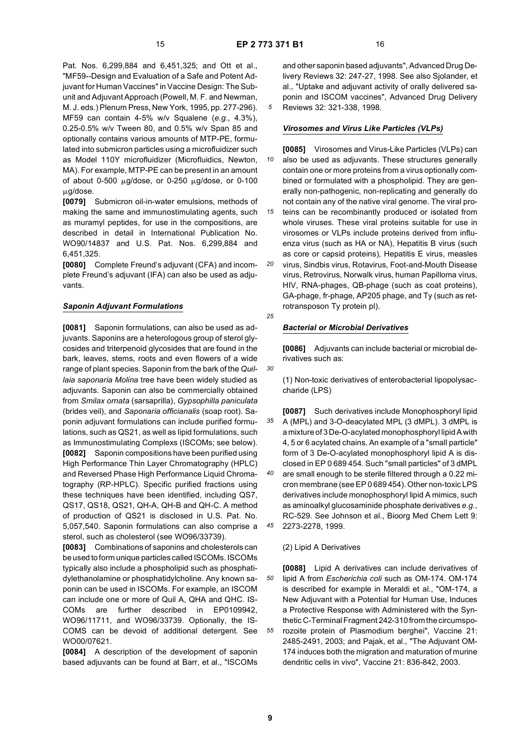Pat. Nos. 6,299,884 and 6,451,325; and Ott et al., "MF59--Design and Evaluation of a Safe and Potent Adjuvant for Human Vaccines" in Vaccine Design: The Subunit and Adjuvant Approach (Powell, M. F. and Newman, M. J. eds.) Plenum Press, New York, 1995, pp. 277-296). MF59 can contain 4-5% w/v Squalene (*e.g.*, 4.3%), 0.25-0.5% w/v Tween 80, and 0.5% w/v Span 85 and optionally contains various amounts of MTP-PE, formulated into submicron particles using a microfluidizer such as Model 110Y microfluidizer (Microfluidics, Newton, MA). For example, MTP-PE can be present in an amount of about 0-500 μg/dose, or 0-250 μg/dose, or 0-100 μg/dose.

**[0079]** Submicron oil-in-water emulsions, methods of making the same and immunostimulating agents, such as muramyl peptides, for use in the compositions, are described in detail in International Publication No. WO90/14837 and U.S. Pat. Nos. 6,299,884 and 6,451,325.

**[0080]** Complete Freund's adjuvant (CFA) and incomplete Freund's adjuvant (IFA) can also be used as adjuvants.

### *Saponin Adjuvant Formulations*

**[0081]** Saponin formulations, can also be used as adjuvants. Saponins are a heterologous group of sterol glycosides and triterpenoid glycosides that are found in the bark, leaves, stems, roots and even flowers of a wide range of plant species. Saponin from the bark of the *Quillaia saponaria Molina* tree have been widely studied as adjuvants. Saponin can also be commercially obtained from *Smilax ornata* (sarsaprilla), *Gypsophilla paniculata* (brides veil), and *Saponaria officianalis* (soap root). Saponin adjuvant formulations can include purified formulations, such as QS21, as well as lipid formulations, such as Immunostimulating Complexs (ISCOMs; see below).

**[0082]** Saponin compositions have been purified using High Performance Thin Layer Chromatography (HPLC) and Reversed Phase High Performance Liquid Chromatography (RP-HPLC). Specific purified fractions using these techniques have been identified, including QS7, QS17, QS18, QS21, QH-A, QH-B and QH-C. A method of production of QS21 is disclosed in U.S. Pat. No. 5,057,540. Saponin formulations can also comprise a sterol, such as cholesterol (see WO96/33739).

**[0083]** Combinations of saponins and cholesterols can be used to form unique particles called ISCOMs. ISCOMs typically also include a phospholipid such as phosphatidylethanolamine or phosphatidylcholine. Any known saponin can be used in ISCOMs. For example, an ISCOM can include one or more of Quil A, QHA and QHC. ISCOMs are further described in EP0109942, WO96/11711, and WO96/33739. Optionally, the ISCOMS can be devoid of additional detergent. See WO00/07621.

**[0084]** A description of the development of saponin based adjuvants can be found at Barr, et al., "ISCOMs and other saponin based adjuvants", Advanced Drug Delivery Reviews 32: 247-27, 1998. See also Sjolander, et al., "Uptake and adjuvant activity of orally delivered saponin and ISCOM vaccines", Advanced Drug Delivery Reviews 32: 321-338, 1998.

### *Virosomes and Virus Like Particles (VLPs)*

**[0085]** Virosomes and Virus-Like Particles (VLPs) can also be used as adjuvants. These structures generally contain one or more proteins from a virus optionally combined or formulated with a phospholipid. They are generally non-pathogenic, non-replicating and generally do not contain any of the native viral genome. The viral proteins can be recombinantly produced or isolated from whole viruses. These viral proteins suitable for use in virosomes or VLPs include proteins derived from influenza virus (such as HA or NA), Hepatitis B virus (such as core or capsid proteins), Hepatitis E virus, measles virus, Sindbis virus, Rotavirus, Foot-and-Mouth Disease virus, Retrovirus, Norwalk virus, human Papilloma virus, HIV, RNA-phages, QB-phage (such as coat proteins), GA-phage, fr-phage, AP205 phage, and Ty (such as retrotransposon Ty protein pl).

### *Bacterial or Microbial Derivatives*

**[0086]** Adjuvants can include bacterial or microbial derivatives such as:

(1) Non-toxic derivatives of enterobacterial lipopolysaccharide (LPS)

**[0087]** Such derivatives include Monophosphoryl lipid A (MPL) and 3-O-deacylated MPL (3 dMPL). 3 dMPL is a mixture of 3 De-O-acylated monophosphoryl lipid A with 4, 5 or 6 acylated chains. An example of a "small particle" form of 3 De-O-acylated monophosphoryl lipid A is disclosed in EP 0 689 454. Such "small particles" of 3 dMPL are small enough to be sterile filtered through a 0.22 micron membrane (see EP 0 689 454). Other non-toxic LPS derivatives include monophosphoryl lipid A mimics, such as aminoalkyl glucosaminide phosphate derivatives *e.g.,* RC-529. See Johnson et al., Bioorg Med Chem Lett 9: 2273-2278, 1999.

(2) Lipid A Derivatives

**[0088]** Lipid A derivatives can include derivatives of lipid A from *Escherichia coli* such as OM-174. OM-174 is described for example in Meraldi et al., "OM-174, a New Adjuvant with a Potential for Human Use, Induces a Protective Response with Administered with the Synthetic C-Terminal Fragment 242-310 from the circumsporozoite protein of Plasmodium berghei", Vaccine 21: 2485-2491, 2003; and Pajak, et al., "The Adjuvant OM-174 induces both the migration and maturation of murine dendritic cells in vivo", Vaccine 21: 836-842, 2003.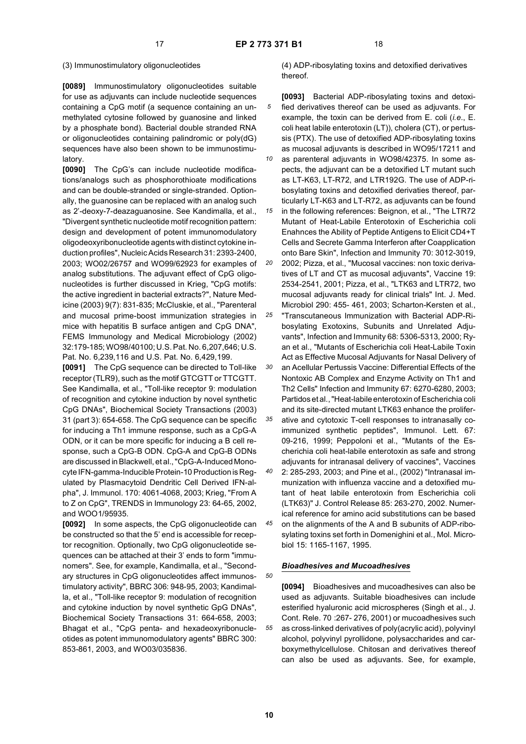(3) Immunostimulatory oligonucleotides

**[0089]** Immunostimulatory oligonucleotides suitable for use as adjuvants can include nucleotide sequences containing a CpG motif (a sequence containing an unmethylated cytosine followed by guanosine and linked by a phosphate bond). Bacterial double stranded RNA or oligonucleotides containing palindromic or poly(dG) sequences have also been shown to be immunostimulatory.

**[0090]** The CpG's can include nucleotide modifications/analogs such as phosphorothioate modifications and can be double-stranded or single-stranded. Optionally, the guanosine can be replaced with an analog such as 2'-deoxy-7-deazaguanosine. See Kandimalla, et al., "Divergent synthetic nucleotide motif recognition pattern: design and development of potent immunomodulatory oligodeoxyribonucleotide agents with distinct cytokine induction profiles", Nucleic Acids Research 31: 2393-2400, 2003; WO02/26757 and WO99/62923 for examples of analog substitutions. The adjuvant effect of CpG oligonucleotides is further discussed in Krieg, "CpG motifs: the active ingredient in bacterial extracts?", Nature Medicine (2003) 9(7): 831-835; McCluskie, et al., "Parenteral and mucosal prime-boost immunization strategies in mice with hepatitis B surface antigen and CpG DNA", FEMS Immunology and Medical Microbiology (2002) 32:179-185; WO98/40100; U.S. Pat. No. 6,207,646; U.S. Pat. No. 6,239,116 and U.S. Pat. No. 6,429,199.

**[0091]** The CpG sequence can be directed to Toll-like receptor (TLR9), such as the motif GTCGTT or TTCGTT. See Kandimalla, et al., "Toll-like receptor 9: modulation of recognition and cytokine induction by novel synthetic CpG DNAs", Biochemical Society Transactions (2003) 31 (part 3): 654-658. The CpG sequence can be specific for inducing a Th1 immune response, such as a CpG-A ODN, or it can be more specific for inducing a B cell response, such a CpG-B ODN. CpG-A and CpG-B ODNs are discussed in Blackwell, et al., "CpG-A-Induced Monocyte IFN-gamma-Inducible Protein-10 Production is Regulated by Plasmacytoid Dendritic Cell Derived IFN-alpha", J. Immunol. 170: 4061-4068, 2003; Krieg, "From A to Z on CpG", TRENDS in Immunology 23: 64-65, 2002, and WOO1/95935.

**[0092]** In some aspects, the CpG oligonucleotide can be constructed so that the 5' end is accessible for receptor recognition. Optionally, two CpG oligonucleotide sequences can be attached at their 3' ends to form "immunomers". See, for example, Kandimalla, et al., "Secondary structures in CpG oligonucleotides affect immunostimulatory activity", BBRC 306: 948-95, 2003; Kandimalla, et al., "Toll-like receptor 9: modulation of recognition and cytokine induction by novel synthetic GpG DNAs", Biochemical Society Transactions 31: 664-658, 2003; Bhagat et al., "CpG penta- and hexadeoxyribonucleotides as potent immunomodulatory agents" BBRC 300: 853-861, 2003, and WO03/035836.

(4) ADP-ribosylating toxins and detoxified derivatives thereof.

**[0093]** Bacterial ADP-ribosylating toxins and detoxified derivatives thereof can be used as adjuvants. For example, the toxin can be derived from E. coli (*i.e.*, E. coli heat labile enterotoxin (LT)), cholera (CT), or pertussis (PTX). The use of detoxified ADP-ribosylating toxins as mucosal adjuvants is described in WO95/17211 and as parenteral adjuvants in WO98/42375. In some aspects, the adjuvant can be a detoxified LT mutant such as LT-K63, LT-R72, and LTR192G. The use of ADP-ribosylating toxins and detoxified derivaties thereof, particularly LT-K63 and LT-R72, as adjuvants can be found in the following references: Beignon, et al., "The LTR72 Mutant of Heat-Labile Enterotoxin of Escherichia coli Enahnces the Ability of Peptide Antigens to Elicit CD4+T Cells and Secrete Gamma Interferon after Coapplication onto Bare Skin", Infection and Immunity 70: 3012-3019, 2002; Pizza, et al., "Mucosal vaccines: non toxic derivatives of LT and CT as mucosal adjuvants", Vaccine 19: 2534-2541, 2001; Pizza, et al., "LTK63 and LTR72, two mucosal adjuvants ready for clinical trials" Int. J. Med. Microbiol 290: 455- 461, 2003; Scharton-Kersten et al., "Transcutaneous Immunization with Bacterial ADP-Ribosylating Exotoxins, Subunits and Unrelated Adjuvants", Infection and Immunity 68: 5306-5313, 2000; Ryan et al., "Mutants of Escherichia coli Heat-Labile Toxin Act as Effective Mucosal Adjuvants for Nasal Delivery of an Acellular Pertussis Vaccine: Differential Effects of the Nontoxic AB Complex and Enzyme Activity on Th1 and Th2 Cells" Infection and Immunity 67: 6270-6280, 2003; Partidos et al., "Heat-labile enterotoxin of Escherichia coli and its site-directed mutant LTK63 enhance the proliferative and cytotoxic T-cell responses to intranasally co-immunized synthetic peptides", Immunol. Lett. 67: 09-216, 1999; Peppoloni et al., "Mutants of the Escherichia coli heat-labile enterotoxin as safe and strong adjuvants for intranasal delivery of vaccines", Vaccines 2: 285-293, 2003; and Pine et al., (2002) "Intranasal immunization with influenza vaccine and a detoxified mutant of heat labile enterotoxin from Escherichia coli (LTK63)" J. Control Release 85: 263-270, 2002. Numerical reference for amino acid substitutions can be based on the alignments of the A and B subunits of ADP-ribosylating toxins set forth in Domenighini et al., Mol. Microbiol 15: 1165-1167, 1995.

### *Bioadhesives and Mucoadhesives*

**[0094]** Bioadhesives and mucoadhesives can also be used as adjuvants. Suitable bioadhesives can include esterified hyaluronic acid microspheres (Singh et al., J. Cont. Rele. 70 :267- 276, 2001) or mucoadhesives such as cross-linked derivatives of poly(acrylic acid), polyvinyl alcohol, polyvinyl pyrollidone, polysaccharides and carboxymethylcellulose. Chitosan and derivatives thereof can also be used as adjuvants. See, for example,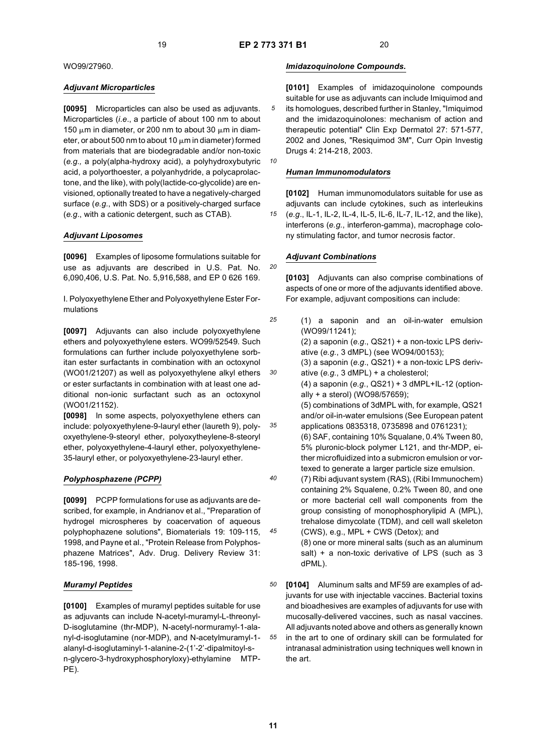WO99/27960.

### *Adjuvant Microparticles*

**[0095]** Microparticles can also be used as adjuvants. Microparticles (*i.e*., a particle of about 100 nm to about 150 μm in diameter, or 200 nm to about 30 μm in diameter, or about 500 nm to about 10 μm in diameter) formed from materials that are biodegradable and/or non-toxic (*e.g.,* a poly(alpha-hydroxy acid), a polyhydroxybutyric acid, a polyorthoester, a polyanhydride, a polycaprolactone, and the like), with poly(lactide-co-glycolide) are envisioned, optionally treated to have a negatively-charged surface (*e.g*., with SDS) or a positively-charged surface (*e.g*., with a cationic detergent, such as CTAB).

### *Adjuvant Liposomes*

**[0096]** Examples of liposome formulations suitable for use as adjuvants are described in U.S. Pat. No. 6,090,406, U.S. Pat. No. 5,916,588, and EP 0 626 169.

I. Polyoxyethylene Ether and Polyoxyethylene Ester Formulations

**[0097]** Adjuvants can also include polyoxyethylene ethers and polyoxyethylene esters. WO99/52549. Such formulations can further include polyoxyethylene sorbitan ester surfactants in combination with an octoxynol (WO01/21207) as well as polyoxyethylene alkyl ethers or ester surfactants in combination with at least one additional non-ionic surfactant such as an octoxynol (WO01/21152).

**[0098]** In some aspects, polyoxyethylene ethers can include: polyoxyethylene-9-lauryl ether (laureth 9), polyoxyethylene-9-steoryl ether, polyoxytheylene-8-steoryl ether, polyoxyethylene-4-lauryl ether, polyoxyethylene-35-lauryl ether, or polyoxyethylene-23-lauryl ether.

### *Polyphosphazene (PCPP)*

**[0099]** PCPP formulations for use as adjuvants are described, for example, in Andrianov et al., "Preparation of hydrogel microspheres by coacervation of aqueous polyphophazene solutions", Biomaterials 19: 109-115, 1998, and Payne et al., "Protein Release from Polyphosphazene Matrices", Adv. Drug. Delivery Review 31: 185-196, 1998.

### *Muramyl Peptides*

**[0100]** Examples of muramyl peptides suitable for use as adjuvants can include N-acetyl-muramyl-L-threonyl-D-isoglutamine (thr-MDP), N-acetyl-normuramyl-1-alanyl-d-isoglutamine (nor-MDP), and N-acetylmuramyl-1-alanyl-d-isoglutaminyl-1-alanine-2-(1'-2'-dipalmitoyl-sn-glycero-3-hydroxyphosphoryloxy)-ethylamine MTP-PE).

### *Imidazoquinolone Compounds.*

**[0101]** Examples of imidazoquinolone compounds suitable for use as adjuvants can include Imiquimod and its homologues, described further in Stanley, "Imiquimod and the imidazoquinolones: mechanism of action and therapeutic potential" Clin Exp Dermatol 27: 571-577, 2002 and Jones, "Resiquimod 3M", Curr Opin Investig Drugs 4: 214-218, 2003.

### *Human Immunomodulators*

**[0102]** Human immunomodulators suitable for use as adjuvants can include cytokines, such as interleukins (*e.g*., IL-1, IL-2, IL-4, IL-5, IL-6, IL-7, IL-12, and the like), interferons (*e.g.*, interferon-gamma), macrophage colony stimulating factor, and tumor necrosis factor.

### *Adjuvant Combinations*

**[0103]** Adjuvants can also comprise combinations of aspects of one or more of the adjuvants identified above. For example, adjuvant compositions can include:

(1) a saponin and an oil-in-water emulsion (WO99/11241);
(2) a saponin (*e.g*., QS21) + a non-toxic LPS derivative (*e.g.*, 3 dMPL) (see WO94/00153);
(3) a saponin (*e.g.*, QS21) + a non-toxic LPS derivative (*e.g.*, 3 dMPL) + a cholesterol;
(4) a saponin (*e.g.*, QS21) + 3 dMPL+IL-12 (optionally + a sterol) (WO98/57659);
(5) combinations of 3dMPL with, for example, QS21 and/or oil-in-water emulsions (See European patent applications 0835318, 0735898 and 0761231);
(6) SAF, containing 10% Squalane, 0.4% Tween 80, 5% pluronic-block polymer L121, and thr-MDP, either microfluidized into a submicron emulsion or vortexed to generate a larger particle size emulsion.
(7) Ribi adjuvant system (RAS), (Ribi Immunochem) containing 2% Squalene, 0.2% Tween 80, and one or more bacterial cell wall components from the group consisting of monophosphorylipid A (MPL), trehalose dimycolate (TDM), and cell wall skeleton (CWS), e.g., MPL + CWS (Detox); and
(8) one or more mineral salts (such as an aluminum salt) + a non-toxic derivative of LPS (such as 3 dPML).

**[0104]** Aluminum salts and MF59 are examples of adjuvants for use with injectable vaccines. Bacterial toxins and bioadhesives are examples of adjuvants for use with mucosally-delivered vaccines, such as nasal vaccines. All adjuvants noted above and others as generally known in the art to one of ordinary skill can be formulated for intranasal administration using techniques well known in the art.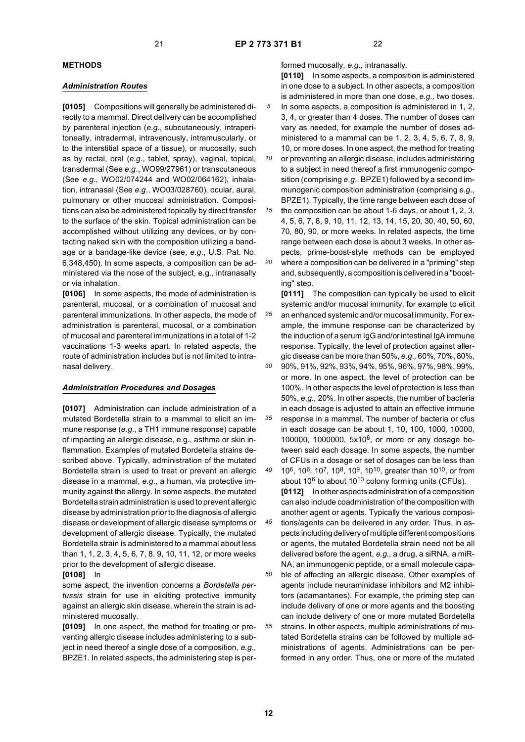**METHODS**

***Administration Routes***

**[0105]** Compositions will generally be administered directly to a mammal. Direct delivery can be accomplished by parenteral injection (*e.g.*, subcutaneously, intraperitoneally, intradermal, intravenously, intramuscularly, or to the interstitial space of a tissue), or mucosally, such as by rectal, oral (*e.g.*, tablet, spray), vaginal, topical, transdermal (See *e.g.*, WO99/27961) or transcutaneous (See *e.g.*, WO02/074244 and WO02/064162), inhalation, intranasal (See *e.g.*, WO03/028760), ocular, aural, pulmonary or other mucosal administration. Compositions can also be administered topically by direct transfer to the surface of the skin. Topical administration can be accomplished without utilizing any devices, or by contacting naked skin with the composition utilizing a bandage or a bandage-like device (see, *e.g.*, U.S. Pat. No. 6,348,450). In some aspects, a composition can be administered via the nose of the subject, e.g., intranasally or via inhalation.

**[0106]** In some aspects, the mode of administration is parenteral, mucosal, or a combination of mucosal and parenteral immunizations. In other aspects, the mode of administration is parenteral, mucosal, or a combination of mucosal and parenteral immunizations in a total of 1-2 vaccinations 1-3 weeks apart. In related aspects, the route of administration includes but is not limited to intranasal delivery.

***Administration Procedures and Dosages***

**[0107]** Administration can include administration of a mutated Bordetella strain to a mammal to elicit an immune response (*e.g.*, a TH1 immune response) capable of impacting an allergic disease, e.g., asthma or skin inflammation. Examples of mutated Bordetella strains described above. Typically, administration of the mutated Bordetella strain is used to treat or prevent an allergic disease in a mammal, *e.g.*, a human, via protective immunity against the allergy. In some aspects, the mutated Bordetella strain administration is used to prevent allergic disease by administration prior to the diagnosis of allergic disease or development of allergic disease symptoms or development of allergic disease. Typically, the mutated Bordetella strain is administered to a mammal about less than 1, 1, 2, 3, 4, 5, 6, 7, 8, 9, 10, 11, 12, or more weeks prior to the development of allergic disease.

**[0108]** In some aspect, the invention concerns a *Bordetella pertussis* strain for use in eliciting protective immunity against an allergic skin disease, wherein the strain is administered mucosally.

**[0109]** In one aspect, the method for treating or preventing allergic disease includes administering to a subject in need thereof a single dose of a composition, *e.g.*, BPZE1. In related aspects, the administering step is performed mucosally, *e.g.*, intranasally.

**[0110]** In some aspects, a composition is administered in one dose to a subject. In other aspects, a composition is administered in more than one dose, *e.g.*, two doses. In some aspects, a composition is administered in 1, 2, 3, 4, or greater than 4 doses. The number of doses can vary as needed, for example the number of doses administered to a mammal can be 1, 2, 3, 4, 5, 6, 7, 8, 9, 10, or more doses. In one aspect, the method for treating or preventing an allergic disease, includes administering to a subject in need thereof a first immunogenic composition (comprising *e.g.*, BPZE1) followed by a second immunogenic composition administration (comprising *e.g.*, BPZE1). Typically, the time range between each dose of the composition can be about 1-6 days, or about 1, 2, 3, 4, 5, 6, 7, 8, 9, 10, 11, 12, 13, 14, 15, 20, 30, 40, 50, 60, 70, 80, 90, or more weeks. In related aspects, the time range between each dose is about 3 weeks. In other aspects, prime-boost-style methods can be employed where a composition can be delivered in a "priming" step and, subsequently, a composition is delivered in a "boosting" step.

**[0111]** The composition can typically be used to elicit systemic and/or mucosal immunity, for example to elicit an enhanced systemic and/or mucosal immunity. For example, the immune response can be characterized by the induction of a serum IgG and/or intestinal IgA immune response. Typically, the level of protection against allergic disease can be more than 50%, *e.g.*, 60%, 70%, 80%, 90%, 91%, 92%, 93%, 94%, 95%, 96%, 97%, 98%, 99%, or more. In one aspect, the level of protection can be 100%. In other aspects the level of protection is less than 50%, *e.g.*, 20%. In other aspects, the number of bacteria in each dosage is adjusted to attain an effective immune response in a mammal. The number of bacteria or cfus in each dosage can be about 1, 10, 100, 1000, 10000, 100000, 1000000, $5 \times 10^6$, or more or any dosage between said each dosage. In some aspects, the number of CFUs in a dosage or set of dosages can be less than $10^6$, $10^6$, $10^7$, $10^8$, $10^9$, $10^{10}$, greater than $10^{10}$, or from about $10^6$ to about $10^{10}$ colony forming units (CFUs).

**[0112]** In other aspects administration of a composition can also include coadministration of the composition with another agent or agents. Typically the various compositions/agents can be delivered in any order. Thus, in aspects including delivery of multiple different compositions or agents, the mutated Bordetella strain need not be all delivered before the agent, *e.g.*, a drug, a siRNA, a miRNA, an immunogenic peptide, or a small molecule capable of affecting an allergic disease. Other examples of agents include neuraminidase inhibitors and M2 inhibitors (adamantanes). For example, the priming step can include delivery of one or more agents and the boosting can include delivery of one or more mutated Bordetella strains. In other aspects, multiple administrations of mutated Bordetella strains can be followed by multiple administrations of agents. Administrations can be performed in any order. Thus, one or more of the mutated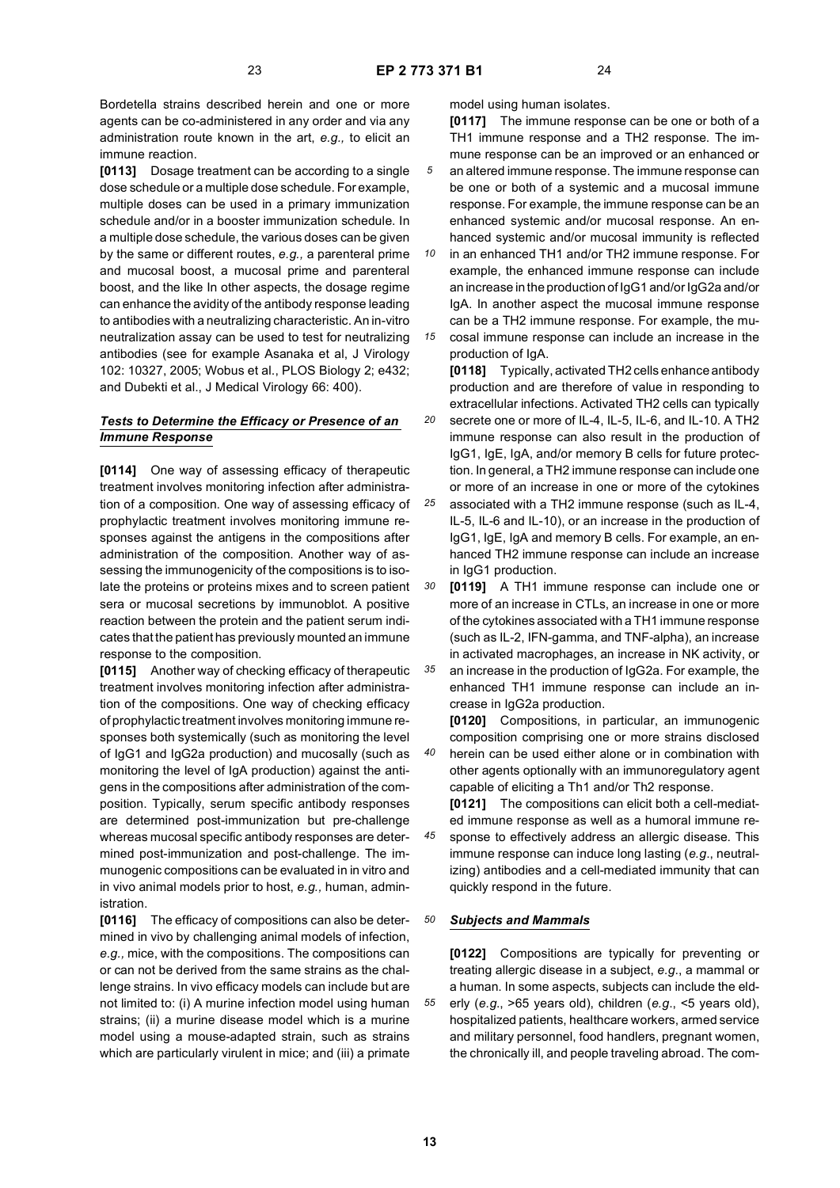Bordetella strains described herein and one or more agents can be co-administered in any order and via any administration route known in the art, *e.g.,* to elicit an immune reaction.

**[0113]** Dosage treatment can be according to a single dose schedule or a multiple dose schedule. For example, multiple doses can be used in a primary immunization schedule and/or in a booster immunization schedule. In a multiple dose schedule, the various doses can be given by the same or different routes, *e.g.,* a parenteral prime and mucosal boost, a mucosal prime and parenteral boost, and the like In other aspects, the dosage regime can enhance the avidity of the antibody response leading to antibodies with a neutralizing characteristic. An in-vitro neutralization assay can be used to test for neutralizing antibodies (see for example Asanaka et al, J Virology 102: 10327, 2005; Wobus et al., PLOS Biology 2; e432; and Dubekti et al., J Medical Virology 66: 400).

***Tests to Determine the Efficacy or Presence of an Immune Response***

**[0114]** One way of assessing efficacy of therapeutic treatment involves monitoring infection after administration of a composition. One way of assessing efficacy of prophylactic treatment involves monitoring immune responses against the antigens in the compositions after administration of the composition. Another way of assessing the immunogenicity of the compositions is to isolate the proteins or proteins mixes and to screen patient sera or mucosal secretions by immunoblot. A positive reaction between the protein and the patient serum indicates that the patient has previously mounted an immune response to the composition.

**[0115]** Another way of checking efficacy of therapeutic treatment involves monitoring infection after administration of the compositions. One way of checking efficacy of prophylactic treatment involves monitoring immune responses both systemically (such as monitoring the level of IgG1 and IgG2a production) and mucosally (such as monitoring the level of IgA production) against the antigens in the compositions after administration of the composition. Typically, serum specific antibody responses are determined post-immunization but pre-challenge whereas mucosal specific antibody responses are determined post-immunization and post-challenge. The immunogenic compositions can be evaluated in in vitro and in vivo animal models prior to host, *e.g.,* human, administration.

**[0116]** The efficacy of compositions can also be determined in vivo by challenging animal models of infection, *e.g.,* mice, with the compositions. The compositions can or can not be derived from the same strains as the challenge strains. In vivo efficacy models can include but are not limited to: (i) A murine infection model using human strains; (ii) a murine disease model which is a murine model using a mouse-adapted strain, such as strains which are particularly virulent in mice; and (iii) a primate model using human isolates.

**[0117]** The immune response can be one or both of a TH1 immune response and a TH2 response. The immune response can be an improved or an enhanced or an altered immune response. The immune response can be one or both of a systemic and a mucosal immune response. For example, the immune response can be an enhanced systemic and/or mucosal response. An enhanced systemic and/or mucosal immunity is reflected in an enhanced TH1 and/or TH2 immune response. For example, the enhanced immune response can include an increase in the production of IgG1 and/or IgG2a and/or IgA. In another aspect the mucosal immune response can be a TH2 immune response. For example, the mucosal immune response can include an increase in the production of IgA.

**[0118]** Typically, activated TH2 cells enhance antibody production and are therefore of value in responding to extracellular infections. Activated TH2 cells can typically secrete one or more of IL-4, IL-5, IL-6, and IL-10. A TH2 immune response can also result in the production of IgG1, IgE, IgA, and/or memory B cells for future protection. In general, a TH2 immune response can include one or more of an increase in one or more of the cytokines associated with a TH2 immune response (such as IL-4, IL-5, IL-6 and IL-10), or an increase in the production of IgG1, IgE, IgA and memory B cells. For example, an enhanced TH2 immune response can include an increase in IgG1 production.

**[0119]** A TH1 immune response can include one or more of an increase in CTLs, an increase in one or more of the cytokines associated with a TH1 immune response (such as IL-2, IFN-gamma, and TNF-alpha), an increase in activated macrophages, an increase in NK activity, or an increase in the production of IgG2a. For example, the enhanced TH1 immune response can include an increase in IgG2a production.

**[0120]** Compositions, in particular, an immunogenic composition comprising one or more strains disclosed herein can be used either alone or in combination with other agents optionally with an immunoregulatory agent capable of eliciting a Th1 and/or Th2 response.

**[0121]** The compositions can elicit both a cell-mediated immune response as well as a humoral immune response to effectively address an allergic disease. This immune response can induce long lasting (*e.g.*, neutralizing) antibodies and a cell-mediated immunity that can quickly respond in the future.

***Subjects and Mammals***

**[0122]** Compositions are typically for preventing or treating allergic disease in a subject, *e.g.*, a mammal or a human. In some aspects, subjects can include the elderly (*e.g.*, >65 years old), children (*e.g.*, <5 years old), hospitalized patients, healthcare workers, armed service and military personnel, food handlers, pregnant women, the chronically ill, and people traveling abroad. The com-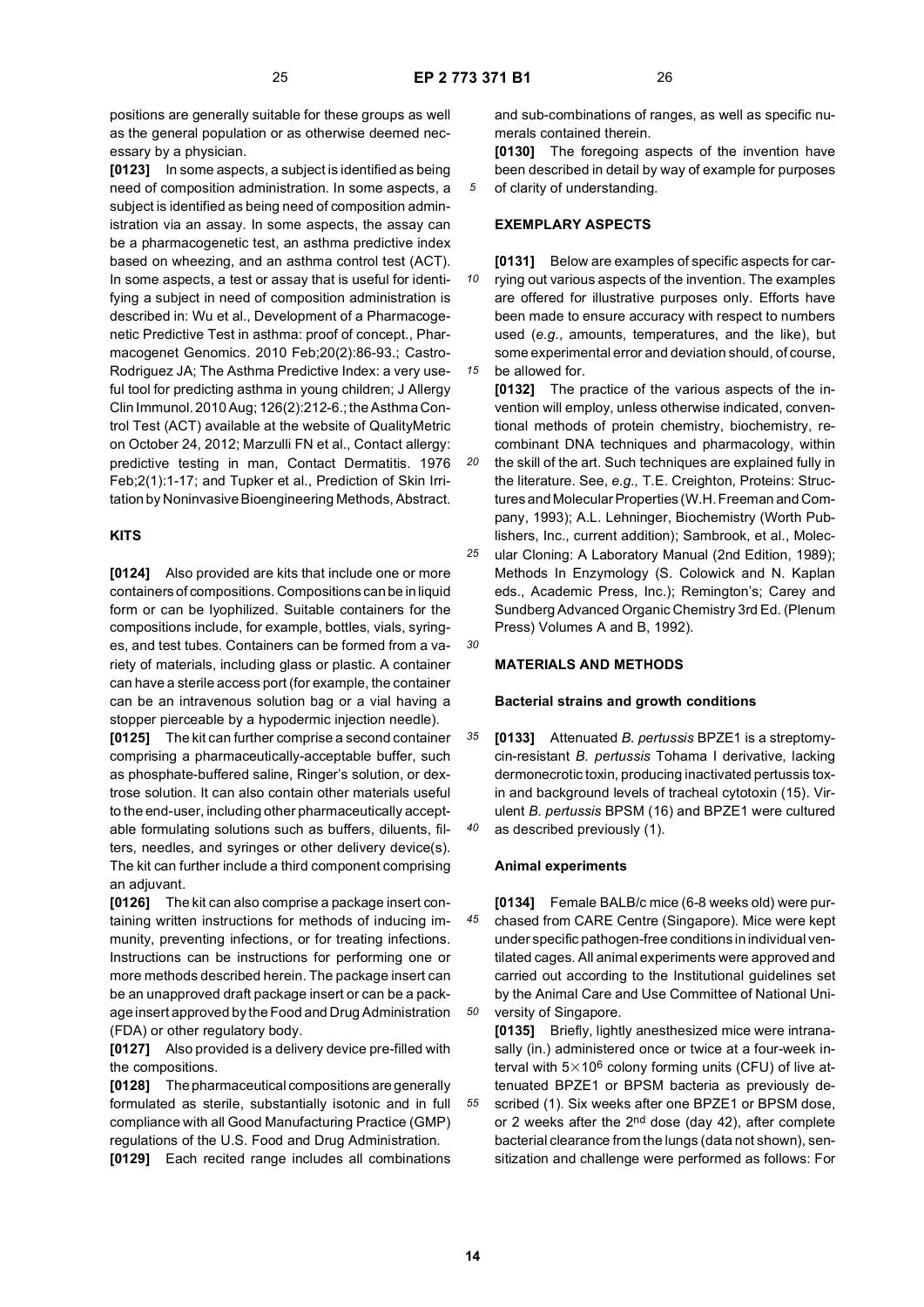positions are generally suitable for these groups as well as the general population or as otherwise deemed necessary by a physician.

**[0123]** In some aspects, a subject is identified as being need of composition administration. In some aspects, a subject is identified as being need of composition administration via an assay. In some aspects, the assay can be a pharmacogenetic test, an asthma predictive index based on wheezing, and an asthma control test (ACT). In some aspects, a test or assay that is useful for identifying a subject in need of composition administration is described in: Wu et al., Development of a Pharmacogenetic Predictive Test in asthma: proof of concept., Pharmacogenet Genomics. 2010 Feb;20(2):86-93.; Castro-Rodriguez JA; The Asthma Predictive Index: a very useful tool for predicting asthma in young children; J Allergy Clin Immunol. 2010 Aug; 126(2):212-6.; the Asthma Control Test (ACT) available at the website of QualityMetric on October 24, 2012; Marzulli FN et al., Contact allergy: predictive testing in man, Contact Dermatitis. 1976 Feb;2(1):1-17; and Tupker et al., Prediction of Skin Irritation by Noninvasive Bioengineering Methods, Abstract.

## KITS

**[0124]** Also provided are kits that include one or more containers of compositions. Compositions can be in liquid form or can be lyophilized. Suitable containers for the compositions include, for example, bottles, vials, syringes, and test tubes. Containers can be formed from a variety of materials, including glass or plastic. A container can have a sterile access port (for example, the container can be an intravenous solution bag or a vial having a stopper pierceable by a hypodermic injection needle).

**[0125]** The kit can further comprise a second container comprising a pharmaceutically-acceptable buffer, such as phosphate-buffered saline, Ringer's solution, or dextrose solution. It can also contain other materials useful to the end-user, including other pharmaceutically acceptable formulating solutions such as buffers, diluents, filters, needles, and syringes or other delivery device(s). The kit can further include a third component comprising an adjuvant.

**[0126]** The kit can also comprise a package insert containing written instructions for methods of inducing immunity, preventing infections, or for treating infections. Instructions can be instructions for performing one or more methods described herein. The package insert can be an unapproved draft package insert or can be a package insert approved by the Food and Drug Administration (FDA) or other regulatory body.

**[0127]** Also provided is a delivery device pre-filled with the compositions.

**[0128]** The pharmaceutical compositions are generally formulated as sterile, substantially isotonic and in full compliance with all Good Manufacturing Practice (GMP) regulations of the U.S. Food and Drug Administration.

**[0129]** Each recited range includes all combinations and sub-combinations of ranges, as well as specific numerals contained therein.

**[0130]** The foregoing aspects of the invention have been described in detail by way of example for purposes of clarity of understanding.

## EXEMPLARY ASPECTS

**[0131]** Below are examples of specific aspects for carrying out various aspects of the invention. The examples are offered for illustrative purposes only. Efforts have been made to ensure accuracy with respect to numbers used (*e.g.*, amounts, temperatures, and the like), but some experimental error and deviation should, of course, be allowed for.

**[0132]** The practice of the various aspects of the invention will employ, unless otherwise indicated, conventional methods of protein chemistry, biochemistry, recombinant DNA techniques and pharmacology, within the skill of the art. Such techniques are explained fully in the literature. See, *e.g.,* T.E. Creighton, Proteins: Structures and Molecular Properties (W.H. Freeman and Company, 1993); A.L. Lehninger, Biochemistry (Worth Publishers, Inc., current addition); Sambrook, et al., Molecular Cloning: A Laboratory Manual (2nd Edition, 1989); Methods In Enzymology (S. Colowick and N. Kaplan eds., Academic Press, Inc.); Remington's; Carey and Sundberg Advanced Organic Chemistry 3rd Ed. (Plenum Press) Volumes A and B, 1992).

## MATERIALS AND METHODS

### Bacterial strains and growth conditions

**[0133]** Attenuated *B. pertussis* BPZE1 is a streptomycin-resistant *B. pertussis* Tohama I derivative, lacking dermonecrotic toxin, producing inactivated pertussis toxin and background levels of tracheal cytotoxin (15). Virulent *B. pertussis* BPSM (16) and BPZE1 were cultured as described previously (1).

### Animal experiments

**[0134]** Female BALB/c mice (6-8 weeks old) were purchased from CARE Centre (Singapore). Mice were kept under specific pathogen-free conditions in individual ventilated cages. All animal experiments were approved and carried out according to the Institutional guidelines set by the Animal Care and Use Committee of National University of Singapore.

**[0135]** Briefly, lightly anesthesized mice were intranasally (in.) administered once or twice at a four-week interval with $5 \times 10^6$ colony forming units (CFU) of live attenuated BPZE1 or BPSM bacteria as previously described (1). Six weeks after one BPZE1 or BPSM dose, or 2 weeks after the 2nd dose (day 42), after complete bacterial clearance from the lungs (data not shown), sensitization and challenge were performed as follows: For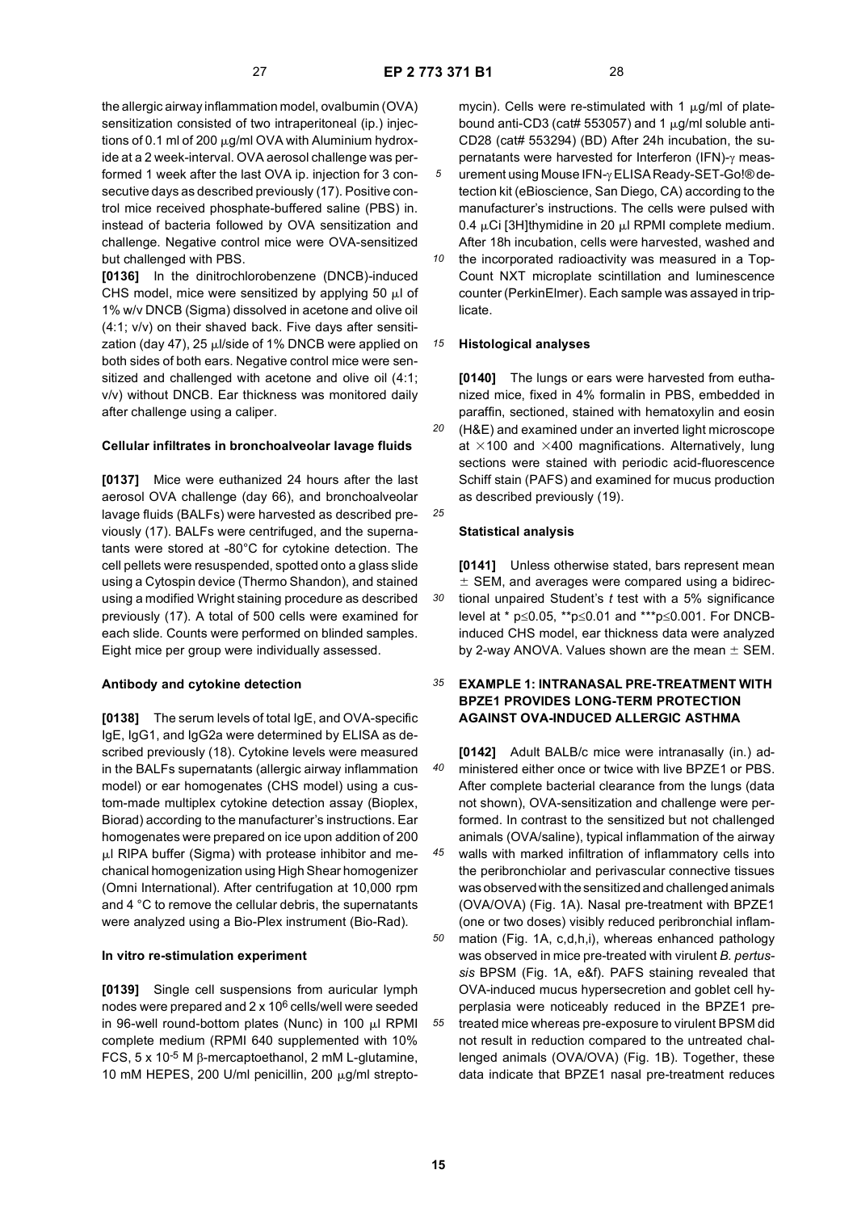the allergic airway inflammation model, ovalbumin (OVA) sensitization consisted of two intraperitoneal (ip.) injections of 0.1 ml of 200 μg/ml OVA with Aluminium hydroxide at a 2 week-interval. OVA aerosol challenge was performed 1 week after the last OVA ip. injection for 3 consecutive days as described previously (17). Positive control mice received phosphate-buffered saline (PBS) in. instead of bacteria followed by OVA sensitization and challenge. Negative control mice were OVA-sensitized but challenged with PBS.

**[0136]** In the dinitrochlorobenzene (DNCB)-induced CHS model, mice were sensitized by applying 50 μl of 1% w/v DNCB (Sigma) dissolved in acetone and olive oil (4:1; v/v) on their shaved back. Five days after sensitization (day 47), 25 μl/side of 1% DNCB were applied on both sides of both ears. Negative control mice were sensitized and challenged with acetone and olive oil (4:1; v/v) without DNCB. Ear thickness was monitored daily after challenge using a caliper.

**Cellular infiltrates in bronchoalveolar lavage fluids**

**[0137]** Mice were euthanized 24 hours after the last aerosol OVA challenge (day 66), and bronchoalveolar lavage fluids (BALFs) were harvested as described previously (17). BALFs were centrifuged, and the supernatants were stored at -80°C for cytokine detection. The cell pellets were resuspended, spotted onto a glass slide using a Cytospin device (Thermo Shandon), and stained using a modified Wright staining procedure as described previously (17). A total of 500 cells were examined for each slide. Counts were performed on blinded samples. Eight mice per group were individually assessed.

**Antibody and cytokine detection**

**[0138]** The serum levels of total IgE, and OVA-specific IgE, IgG1, and IgG2a were determined by ELISA as described previously (18). Cytokine levels were measured in the BALFs supernatants (allergic airway inflammation model) or ear homogenates (CHS model) using a custom-made multiplex cytokine detection assay (Bioplex, Biorad) according to the manufacturer's instructions. Ear homogenates were prepared on ice upon addition of 200 μl RIPA buffer (Sigma) with protease inhibitor and mechanical homogenization using High Shear homogenizer (Omni International). After centrifugation at 10,000 rpm and 4 °C to remove the cellular debris, the supernatants were analyzed using a Bio-Plex instrument (Bio-Rad).

**In vitro re-stimulation experiment**

**[0139]** Single cell suspensions from auricular lymph nodes were prepared and 2 x $10^6$ cells/well were seeded in 96-well round-bottom plates (Nunc) in 100 μl RPMI complete medium (RPMI 640 supplemented with 10% FCS, 5 x $10^{-5}$ M β-mercaptoethanol, 2 mM L-glutamine, 10 mM HEPES, 200 U/ml penicillin, 200 μg/ml streptomycin). Cells were re-stimulated with 1 μg/ml of plate-bound anti-CD3 (cat# 553057) and 1 μg/ml soluble anti-CD28 (cat# 553294) (BD) After 24h incubation, the supernatants were harvested for Interferon (IFN)-γ measurement using Mouse IFN-γ ELISA Ready-SET-Go!® detection kit (eBioscience, San Diego, CA) according to the manufacturer's instructions. The cells were pulsed with 0.4 μCi [3H]thymidine in 20 μl RPMI complete medium. After 18h incubation, cells were harvested, washed and the incorporated radioactivity was measured in a TopCount NXT microplate scintillation and luminescence counter (PerkinElmer). Each sample was assayed in triplicate.

**Histological analyses**

**[0140]** The lungs or ears were harvested from euthanized mice, fixed in 4% formalin in PBS, embedded in paraffin, sectioned, stained with hematoxylin and eosin (H&E) and examined under an inverted light microscope at ×100 and ×400 magnifications. Alternatively, lung sections were stained with periodic acid-fluorescence Schiff stain (PAFS) and examined for mucus production as described previously (19).

**Statistical analysis**

**[0141]** Unless otherwise stated, bars represent mean ± SEM, and averages were compared using a bidirectional unpaired Student's *t* test with a 5% significance level at * $p \leq 0.05$, ** $p \leq 0.01$ and *** $p \leq 0.001$. For DNCB-induced CHS model, ear thickness data were analyzed by 2-way ANOVA. Values shown are the mean ± SEM.

## EXAMPLE 1: INTRANASAL PRE-TREATMENT WITH BPZE1 PROVIDES LONG-TERM PROTECTION AGAINST OVA-INDUCED ALLERGIC ASTHMA

**[0142]** Adult BALB/c mice were intranasally (in.) administered either once or twice with live BPZE1 or PBS. After complete bacterial clearance from the lungs (data not shown), OVA-sensitization and challenge were performed. In contrast to the sensitized but not challenged animals (OVA/saline), typical inflammation of the airway walls with marked infiltration of inflammatory cells into the peribronchiolar and perivascular connective tissues was observed with the sensitized and challenged animals (OVA/OVA) (Fig. 1A). Nasal pre-treatment with BPZE1 (one or two doses) visibly reduced peribronchial inflammation (Fig. 1A, c,d,h,i), whereas enhanced pathology was observed in mice pre-treated with virulent *B. pertussis* BPSM (Fig. 1A, e&f). PAFS staining revealed that OVA-induced mucus hypersecretion and goblet cell hyperplasia were noticeably reduced in the BPZE1 pre-treated mice whereas pre-exposure to virulent BPSM did not result in reduction compared to the untreated challenged animals (OVA/OVA) (Fig. 1B). Together, these data indicate that BPZE1 nasal pre-treatment reduces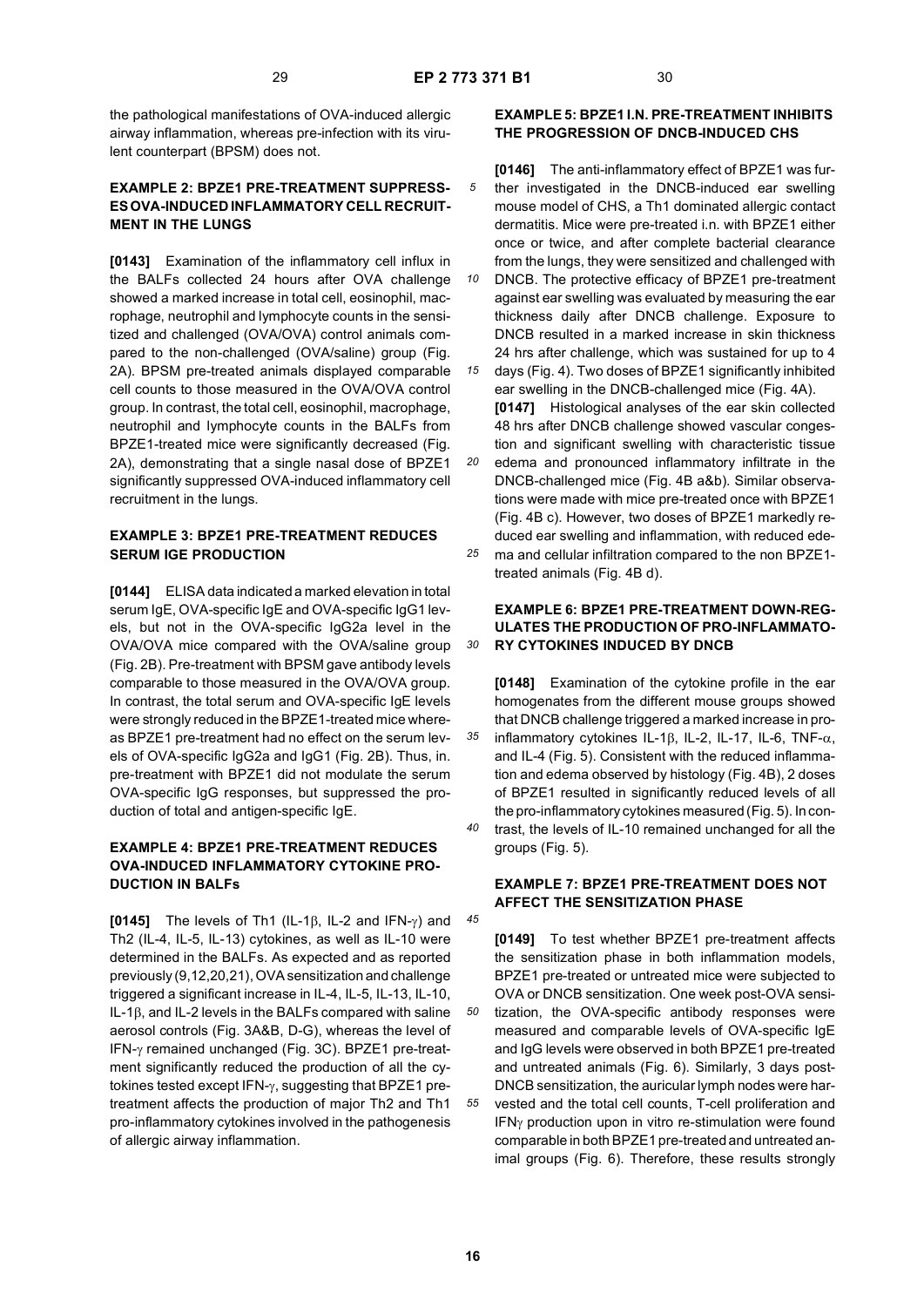the pathological manifestations of OVA-induced allergic airway inflammation, whereas pre-infection with its virulent counterpart (BPSM) does not.

## EXAMPLE 2: BPZE1 PRE-TREATMENT SUPPRESSES OVA-INDUCED INFLAMMATORY CELL RECRUITMENT IN THE LUNGS

**[0143]** Examination of the inflammatory cell influx in the BALFs collected 24 hours after OVA challenge showed a marked increase in total cell, eosinophil, macrophage, neutrophil and lymphocyte counts in the sensitized and challenged (OVA/OVA) control animals compared to the non-challenged (OVA/saline) group (Fig. 2A). BPSM pre-treated animals displayed comparable cell counts to those measured in the OVA/OVA control group. In contrast, the total cell, eosinophil, macrophage, neutrophil and lymphocyte counts in the BALFs from BPZE1-treated mice were significantly decreased (Fig. 2A), demonstrating that a single nasal dose of BPZE1 significantly suppressed OVA-induced inflammatory cell recruitment in the lungs.

## EXAMPLE 3: BPZE1 PRE-TREATMENT REDUCES SERUM IGE PRODUCTION

**[0144]** ELISA data indicated a marked elevation in total serum IgE, OVA-specific IgE and OVA-specific IgG1 levels, but not in the OVA-specific IgG2a level in the OVA/OVA mice compared with the OVA/saline group (Fig. 2B). Pre-treatment with BPSM gave antibody levels comparable to those measured in the OVA/OVA group. In contrast, the total serum and OVA-specific IgE levels were strongly reduced in the BPZE1-treated mice whereas BPZE1 pre-treatment had no effect on the serum levels of OVA-specific IgG2a and IgG1 (Fig. 2B). Thus, in. pre-treatment with BPZE1 did not modulate the serum OVA-specific IgG responses, but suppressed the production of total and antigen-specific IgE.

## EXAMPLE 4: BPZE1 PRE-TREATMENT REDUCES OVA-INDUCED INFLAMMATORY CYTOKINE PRODUCTION IN BALFs

**[0145]** The levels of Th1 (IL-1β, IL-2 and IFN-γ) and Th2 (IL-4, IL-5, IL-13) cytokines, as well as IL-10 were determined in the BALFs. As expected and as reported previously (9,12,20,21), OVA sensitization and challenge triggered a significant increase in IL-4, IL-5, IL-13, IL-10, IL-1β, and IL-2 levels in the BALFs compared with saline aerosol controls (Fig. 3A&B, D-G), whereas the level of IFN-γ remained unchanged (Fig. 3C). BPZE1 pre-treatment significantly reduced the production of all the cytokines tested except IFN-γ, suggesting that BPZE1 pre-treatment affects the production of major Th2 and Th1 pro-inflammatory cytokines involved in the pathogenesis of allergic airway inflammation.

## EXAMPLE 5: BPZE1 I.N. PRE-TREATMENT INHIBITS THE PROGRESSION OF DNCB-INDUCED CHS

**[0146]** The anti-inflammatory effect of BPZE1 was further investigated in the DNCB-induced ear swelling mouse model of CHS, a Th1 dominated allergic contact dermatitis. Mice were pre-treated i.n. with BPZE1 either once or twice, and after complete bacterial clearance from the lungs, they were sensitized and challenged with DNCB. The protective efficacy of BPZE1 pre-treatment against ear swelling was evaluated by measuring the ear thickness daily after DNCB challenge. Exposure to DNCB resulted in a marked increase in skin thickness 24 hrs after challenge, which was sustained for up to 4 days (Fig. 4). Two doses of BPZE1 significantly inhibited ear swelling in the DNCB-challenged mice (Fig. 4A).

**[0147]** Histological analyses of the ear skin collected 48 hrs after DNCB challenge showed vascular congestion and significant swelling with characteristic tissue edema and pronounced inflammatory infiltrate in the DNCB-challenged mice (Fig. 4B a&b). Similar observations were made with mice pre-treated once with BPZE1 (Fig. 4B c). However, two doses of BPZE1 markedly reduced ear swelling and inflammation, with reduced edema and cellular infiltration compared to the non BPZE1-treated animals (Fig. 4B d).

## EXAMPLE 6: BPZE1 PRE-TREATMENT DOWN-REGULATES THE PRODUCTION OF PRO-INFLAMMATORY CYTOKINES INDUCED BY DNCB

**[0148]** Examination of the cytokine profile in the ear homogenates from the different mouse groups showed that DNCB challenge triggered a marked increase in pro-inflammatory cytokines IL-1β, IL-2, IL-17, IL-6, TNF-α, and IL-4 (Fig. 5). Consistent with the reduced inflammation and edema observed by histology (Fig. 4B), 2 doses of BPZE1 resulted in significantly reduced levels of all the pro-inflammatory cytokines measured (Fig. 5). In contrast, the levels of IL-10 remained unchanged for all the groups (Fig. 5).

## EXAMPLE 7: BPZE1 PRE-TREATMENT DOES NOT AFFECT THE SENSITIZATION PHASE

**[0149]** To test whether BPZE1 pre-treatment affects the sensitization phase in both inflammation models, BPZE1 pre-treated or untreated mice were subjected to OVA or DNCB sensitization. One week post-OVA sensitization, the OVA-specific antibody responses were measured and comparable levels of OVA-specific IgE and IgG levels were observed in both BPZE1 pre-treated and untreated animals (Fig. 6). Similarly, 3 days post-DNCB sensitization, the auricular lymph nodes were harvested and the total cell counts, T-cell proliferation and IFNγ production upon in vitro re-stimulation were found comparable in both BPZE1 pre-treated and untreated animal groups (Fig. 6). Therefore, these results strongly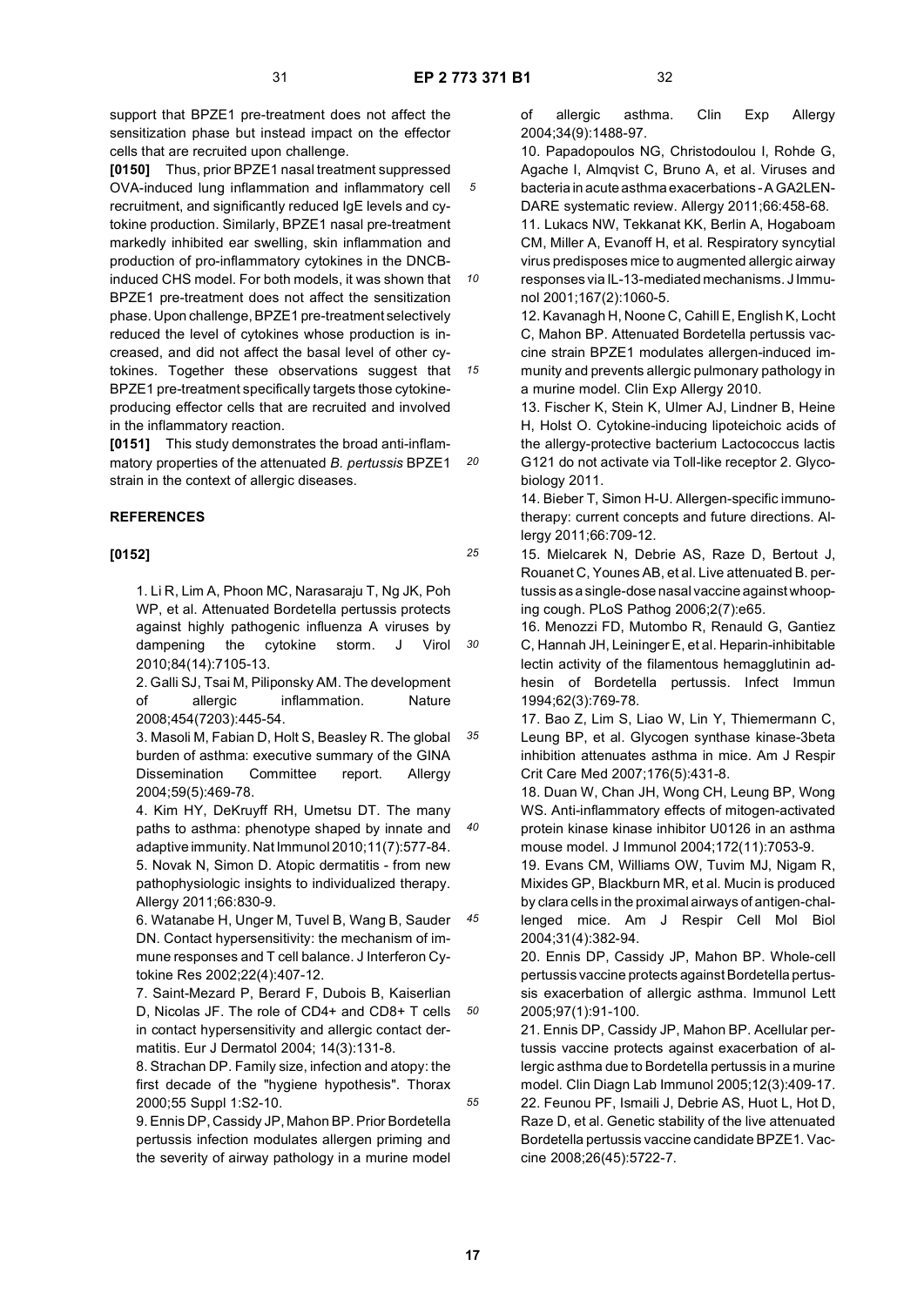support that BPZE1 pre-treatment does not affect the sensitization phase but instead impact on the effector cells that are recruited upon challenge.

**[0150]** Thus, prior BPZE1 nasal treatment suppressed OVA-induced lung inflammation and inflammatory cell recruitment, and significantly reduced IgE levels and cytokine production. Similarly, BPZE1 nasal pre-treatment markedly inhibited ear swelling, skin inflammation and production of pro-inflammatory cytokines in the DNCB-induced CHS model. For both models, it was shown that BPZE1 pre-treatment does not affect the sensitization phase. Upon challenge, BPZE1 pre-treatment selectively reduced the level of cytokines whose production is increased, and did not affect the basal level of other cytokines. Together these observations suggest that BPZE1 pre-treatment specifically targets those cytokine-producing effector cells that are recruited and involved in the inflammatory reaction.

**[0151]** This study demonstrates the broad anti-inflammatory properties of the attenuated *B. pertussis* BPZE1 strain in the context of allergic diseases.

## REFERENCES

**[0152]**

1. Li R, Lim A, Phoon MC, Narasaraju T, Ng JK, Poh WP, et al. Attenuated Bordetella pertussis protects against highly pathogenic influenza A viruses by dampening the cytokine storm. J Virol 2010;84(14):7105-13.
2. Galli SJ, Tsai M, Piliponsky AM. The development of allergic inflammation. Nature 2008;454(7203):445-54.
3. Masoli M, Fabian D, Holt S, Beasley R. The global burden of asthma: executive summary of the GINA Dissemination Committee report. Allergy 2004;59(5):469-78.
4. Kim HY, DeKruyff RH, Umetsu DT. The many paths to asthma: phenotype shaped by innate and adaptive immunity. Nat Immunol 2010;11(7):577-84.
5. Novak N, Simon D. Atopic dermatitis - from new pathophysiologic insights to individualized therapy. Allergy 2011;66:830-9.
6. Watanabe H, Unger M, Tuvel B, Wang B, Sauder DN. Contact hypersensitivity: the mechanism of immune responses and T cell balance. J Interferon Cytokine Res 2002;22(4):407-12.
7. Saint-Mezard P, Berard F, Dubois B, Kaiserlian D, Nicolas JF. The role of CD4+ and CD8+ T cells in contact hypersensitivity and allergic contact dermatitis. Eur J Dermatol 2004; 14(3):131-8.
8. Strachan DP. Family size, infection and atopy: the first decade of the "hygiene hypothesis". Thorax 2000;55 Suppl 1:S2-10.
9. Ennis DP, Cassidy JP, Mahon BP. Prior Bordetella pertussis infection modulates allergen priming and the severity of airway pathology in a murine model of allergic asthma. Clin Exp Allergy 2004;34(9):1488-97.
10. Papadopoulos NG, Christodoulou I, Rohde G, Agache I, Almqvist C, Bruno A, et al. Viruses and bacteria in acute asthma exacerbations - A GA2LEN-DARE systematic review. Allergy 2011;66:458-68.
11. Lukacs NW, Tekkanat KK, Berlin A, Hogaboam CM, Miller A, Evanoff H, et al. Respiratory syncytial virus predisposes mice to augmented allergic airway responses via IL-13-mediated mechanisms. J Immunol 2001;167(2):1060-5.
12. Kavanagh H, Noone C, Cahill E, English K, Locht C, Mahon BP. Attenuated Bordetella pertussis vaccine strain BPZE1 modulates allergen-induced immunity and prevents allergic pulmonary pathology in a murine model. Clin Exp Allergy 2010.
13. Fischer K, Stein K, Ulmer AJ, Lindner B, Heine H, Holst O. Cytokine-inducing lipoteichoic acids of the allergy-protective bacterium Lactococcus lactis G121 do not activate via Toll-like receptor 2. Glycobiology 2011.
14. Bieber T, Simon H-U. Allergen-specific immunotherapy: current concepts and future directions. Allergy 2011;66:709-12.
15. Mielcarek N, Debrie AS, Raze D, Bertout J, Rouanet C, Younes AB, et al. Live attenuated B. pertussis as a single-dose nasal vaccine against whooping cough. PLoS Pathog 2006;2(7):e65.
16. Menozzi FD, Mutombo R, Renauld G, Gantiez C, Hannah JH, Leininger E, et al. Heparin-inhibitable lectin activity of the filamentous hemagglutinin adhesin of Bordetella pertussis. Infect Immun 1994;62(3):769-78.
17. Bao Z, Lim S, Liao W, Lin Y, Thiemermann C, Leung BP, et al. Glycogen synthase kinase-3beta inhibition attenuates asthma in mice. Am J Respir Crit Care Med 2007;176(5):431-8.
18. Duan W, Chan JH, Wong CH, Leung BP, Wong WS. Anti-inflammatory effects of mitogen-activated protein kinase kinase inhibitor U0126 in an asthma mouse model. J Immunol 2004;172(11):7053-9.
19. Evans CM, Williams OW, Tuvim MJ, Nigam R, Mixides GP, Blackburn MR, et al. Mucin is produced by clara cells in the proximal airways of antigen-challenged mice. Am J Respir Cell Mol Biol 2004;31(4):382-94.
20. Ennis DP, Cassidy JP, Mahon BP. Whole-cell pertussis vaccine protects against Bordetella pertussis exacerbation of allergic asthma. Immunol Lett 2005;97(1):91-100.
21. Ennis DP, Cassidy JP, Mahon BP. Acellular pertussis vaccine protects against exacerbation of allergic asthma due to Bordetella pertussis in a murine model. Clin Diagn Lab Immunol 2005;12(3):409-17.
22. Feunou PF, Ismaili J, Debrie AS, Huot L, Hot D, Raze D, et al. Genetic stability of the live attenuated Bordetella pertussis vaccine candidate BPZE1. Vaccine 2008;26(45):5722-7.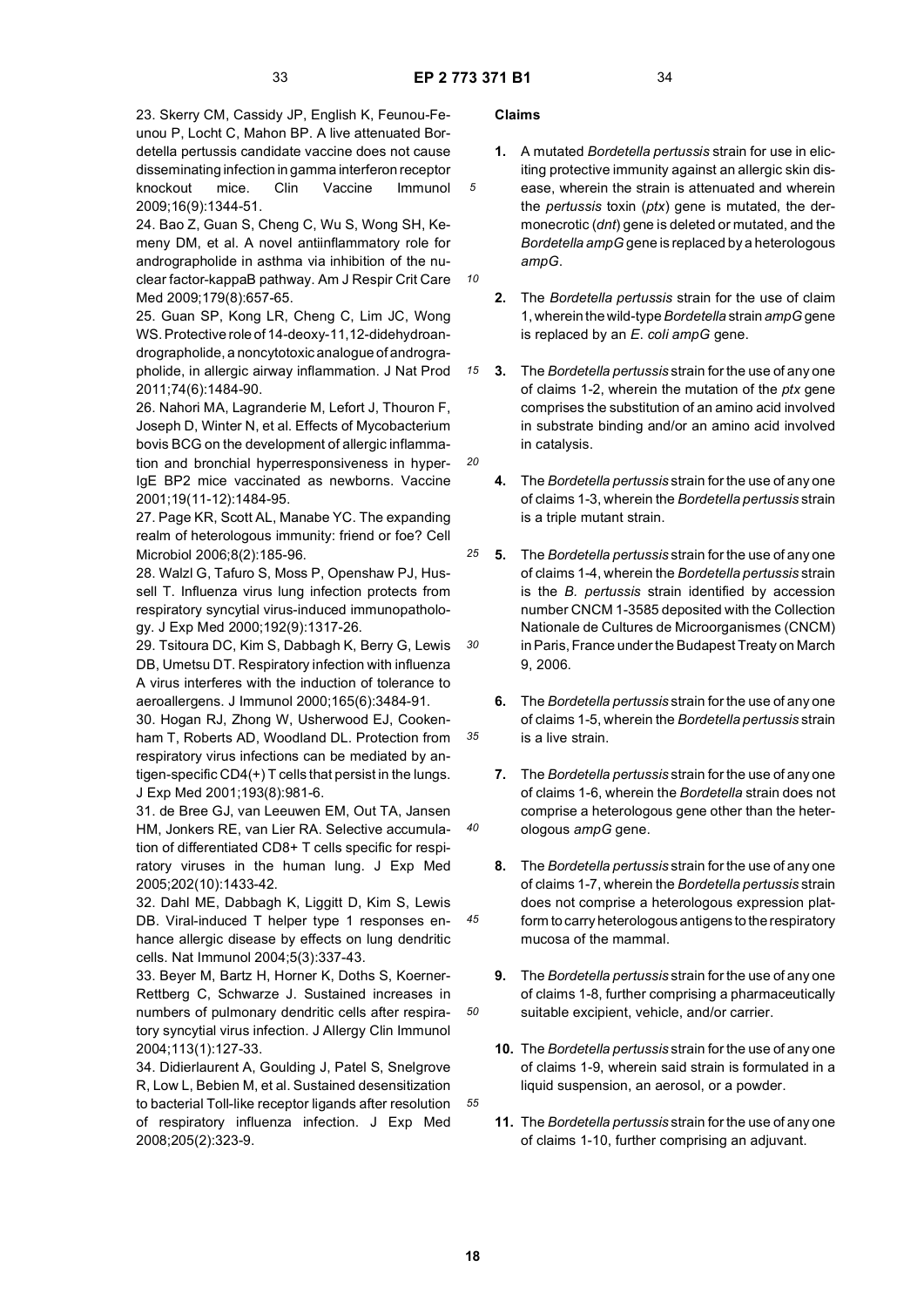23. Skerry CM, Cassidy JP, English K, Feunou-Feunou P, Locht C, Mahon BP. A live attenuated Bordetella pertussis candidate vaccine does not cause disseminating infection in gamma interferon receptor knockout mice. Clin Vaccine Immunol 2009;16(9):1344-51.

24. Bao Z, Guan S, Cheng C, Wu S, Wong SH, Kemeny DM, et al. A novel antiinflammatory role for andrographolide in asthma via inhibition of the nuclear factor-kappaB pathway. Am J Respir Crit Care Med 2009;179(8):657-65.

25. Guan SP, Kong LR, Cheng C, Lim JC, Wong WS. Protective role of 14-deoxy-11,12-didehydroandrographolide, a noncytotoxic analogue of andrographolide, in allergic airway inflammation. J Nat Prod 2011;74(6):1484-90.

26. Nahori MA, Lagranderie M, Lefort J, Thouron F, Joseph D, Winter N, et al. Effects of Mycobacterium bovis BCG on the development of allergic inflammation and bronchial hyperresponsiveness in hyper-IgE BP2 mice vaccinated as newborns. Vaccine 2001;19(11-12):1484-95.

27. Page KR, Scott AL, Manabe YC. The expanding realm of heterologous immunity: friend or foe? Cell Microbiol 2006;8(2):185-96.

28. Walzl G, Tafuro S, Moss P, Openshaw PJ, Hussell T. Influenza virus lung infection protects from respiratory syncytial virus-induced immunopathology. J Exp Med 2000;192(9):1317-26.

29. Tsitoura DC, Kim S, Dabbagh K, Berry G, Lewis DB, Umetsu DT. Respiratory infection with influenza A virus interferes with the induction of tolerance to aeroallergens. J Immunol 2000;165(6):3484-91.

30. Hogan RJ, Zhong W, Usherwood EJ, Cookenham T, Roberts AD, Woodland DL. Protection from respiratory virus infections can be mediated by antigen-specific CD4(+) T cells that persist in the lungs. J Exp Med 2001;193(8):981-6.

31. de Bree GJ, van Leeuwen EM, Out TA, Jansen HM, Jonkers RE, van Lier RA. Selective accumulation of differentiated CD8+ T cells specific for respiratory viruses in the human lung. J Exp Med 2005;202(10):1433-42.

32. Dahl ME, Dabbagh K, Liggitt D, Kim S, Lewis DB. Viral-induced T helper type 1 responses enhance allergic disease by effects on lung dendritic cells. Nat Immunol 2004;5(3):337-43.

33. Beyer M, Bartz H, Horner K, Doths S, Koerner-Rettberg C, Schwarze J. Sustained increases in numbers of pulmonary dendritic cells after respiratory syncytial virus infection. J Allergy Clin Immunol 2004;113(1):127-33.

34. Didierlaurent A, Goulding J, Patel S, Snelgrove R, Low L, Bebien M, et al. Sustained desensitization to bacterial Toll-like receptor ligands after resolution of respiratory influenza infection. J Exp Med 2008;205(2):323-9.

## Claims

1. A mutated *Bordetella pertussis* strain for use in eliciting protective immunity against an allergic skin disease, wherein the strain is attenuated and wherein the *pertussis* toxin (*ptx*) gene is mutated, the dermonecrotic (*dnt*) gene is deleted or mutated, and the *Bordetella ampG* gene is replaced by a heterologous *ampG*.

2. The *Bordetella pertussis* strain for the use of claim 1, wherein the wild-type *Bordetella* strain *ampG* gene is replaced by an *E. coli ampG* gene.

3. The *Bordetella pertussis* strain for the use of any one of claims 1-2, wherein the mutation of the *ptx* gene comprises the substitution of an amino acid involved in substrate binding and/or an amino acid involved in catalysis.

4. The *Bordetella pertussis* strain for the use of any one of claims 1-3, wherein the *Bordetella pertussis* strain is a triple mutant strain.

5. The *Bordetella pertussis* strain for the use of any one of claims 1-4, wherein the *Bordetella pertussis* strain is the *B. pertussis* strain identified by accession number CNCM 1-3585 deposited with the Collection Nationale de Cultures de Microorganismes (CNCM) in Paris, France under the Budapest Treaty on March 9, 2006.

6. The *Bordetella pertussis* strain for the use of any one of claims 1-5, wherein the *Bordetella pertussis* strain is a live strain.

7. The *Bordetella pertussis* strain for the use of any one of claims 1-6, wherein the *Bordetella* strain does not comprise a heterologous gene other than the heterologous *ampG* gene.

8. The *Bordetella pertussis* strain for the use of any one of claims 1-7, wherein the *Bordetella pertussis* strain does not comprise a heterologous expression platform to carry heterologous antigens to the respiratory mucosa of the mammal.

9. The *Bordetella pertussis* strain for the use of any one of claims 1-8, further comprising a pharmaceutically suitable excipient, vehicle, and/or carrier.

10. The *Bordetella pertussis* strain for the use of any one of claims 1-9, wherein said strain is formulated in a liquid suspension, an aerosol, or a powder.

11. The *Bordetella pertussis* strain for the use of any one of claims 1-10, further comprising an adjuvant.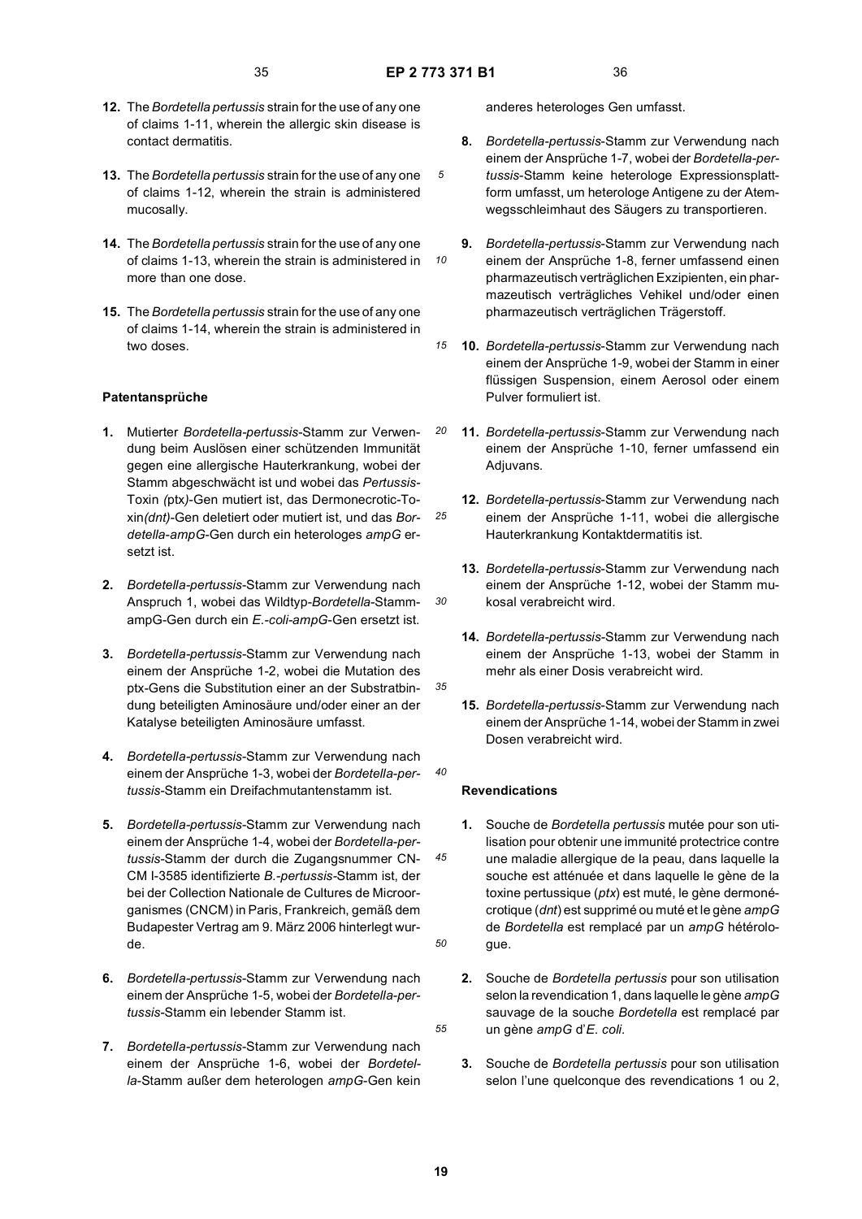**12.** The *Bordetella pertussis* strain for the use of any one of claims 1-11, wherein the allergic skin disease is contact dermatitis.

**13.** The *Bordetella pertussis* strain for the use of any one of claims 1-12, wherein the strain is administered mucosally.

**14.** The *Bordetella pertussis* strain for the use of any one of claims 1-13, wherein the strain is administered in more than one dose.

**15.** The *Bordetella pertussis* strain for the use of any one of claims 1-14, wherein the strain is administered in two doses.

## Patentansprüche

**1.** Mutierter *Bordetella-pertussis*-Stamm zur Verwendung beim Auslösen einer schützenden Immunität gegen eine allergische Hauterkrankung, wobei der Stamm abgeschwächt ist und wobei das *Pertussis*-Toxin *(*ptx*)*-Gen mutiert ist, das Dermonecrotic-Toxin*(dnt)*-Gen deletiert oder mutiert ist, und das *Bordetella-ampG*-Gen durch ein heterologes *ampG* ersetzt ist.

**2.** *Bordetella-pertussis*-Stamm zur Verwendung nach Anspruch 1, wobei das Wildtyp-*Bordetella*-Stamm-ampG-Gen durch ein *E.-coli-ampG*-Gen ersetzt ist.

**3.** *Bordetella-pertussis*-Stamm zur Verwendung nach einem der Ansprüche 1-2, wobei die Mutation des ptx-Gens die Substitution einer an der Substratbindung beteiligten Aminosäure und/oder einer an der Katalyse beteiligten Aminosäure umfasst.

**4.** *Bordetella-pertussis*-Stamm zur Verwendung nach einem der Ansprüche 1-3, wobei der *Bordetella-pertussis*-Stamm ein Dreifachmutantenstamm ist.

**5.** *Bordetella-pertussis*-Stamm zur Verwendung nach einem der Ansprüche 1-4, wobei der *Bordetella-pertussis*-Stamm der durch die Zugangsnummer CNCM I-3585 identifizierte *B.-pertussis*-Stamm ist, der bei der Collection Nationale de Cultures de Microorganismes (CNCM) in Paris, Frankreich, gemäß dem Budapester Vertrag am 9. März 2006 hinterlegt wurde.

**6.** *Bordetella-pertussis*-Stamm zur Verwendung nach einem der Ansprüche 1-5, wobei der *Bordetella-pertussis*-Stamm ein lebender Stamm ist.

**7.** *Bordetella-pertussis*-Stamm zur Verwendung nach einem der Ansprüche 1-6, wobei der *Bordetella*-Stamm außer dem heterologen *ampG*-Gen kein anderes heterologes Gen umfasst.

**8.** *Bordetella-pertussis*-Stamm zur Verwendung nach einem der Ansprüche 1-7, wobei der *Bordetella-pertussis*-Stamm keine heterologe Expressionsplattform umfasst, um heterologe Antigene zu der Atemwegsschleimhaut des Säugers zu transportieren.

**9.** *Bordetella-pertussis*-Stamm zur Verwendung nach einem der Ansprüche 1-8, ferner umfassend einen pharmazeutisch verträglichen Exzipienten, ein pharmazeutisch verträgliches Vehikel und/oder einen pharmazeutisch verträglichen Trägerstoff.

**10.** *Bordetella-pertussis*-Stamm zur Verwendung nach einem der Ansprüche 1-9, wobei der Stamm in einer flüssigen Suspension, einem Aerosol oder einem Pulver formuliert ist.

**11.** *Bordetella-pertussis*-Stamm zur Verwendung nach einem der Ansprüche 1-10, ferner umfassend ein Adjuvans.

**12.** *Bordetella-pertussis*-Stamm zur Verwendung nach einem der Ansprüche 1-11, wobei die allergische Hauterkrankung Kontaktdermatitis ist.

**13.** *Bordetella-pertussis*-Stamm zur Verwendung nach einem der Ansprüche 1-12, wobei der Stamm mukosal verabreicht wird.

**14.** *Bordetella-pertussis*-Stamm zur Verwendung nach einem der Ansprüche 1-13, wobei der Stamm in mehr als einer Dosis verabreicht wird.

**15.** *Bordetella-pertussis*-Stamm zur Verwendung nach einem der Ansprüche 1-14, wobei der Stamm in zwei Dosen verabreicht wird.

## Revendications

**1.** Souche de *Bordetella pertussis* mutée pour son utilisation pour obtenir une immunité protectrice contre une maladie allergique de la peau, dans laquelle la souche est atténuée et dans laquelle le gène de la toxine pertussique (*ptx*) est muté, le gène dermonécrotique (*dnt*) est supprimé ou muté et le gène *ampG* de *Bordetella* est remplacé par un *ampG* hétérologue.

**2.** Souche de *Bordetella pertussis* pour son utilisation selon la revendication 1, dans laquelle le gène *ampG* sauvage de la souche *Bordetella* est remplacé par un gène *ampG* d'*E. coli*.

**3.** Souche de *Bordetella pertussis* pour son utilisation selon l'une quelconque des revendications 1 ou 2,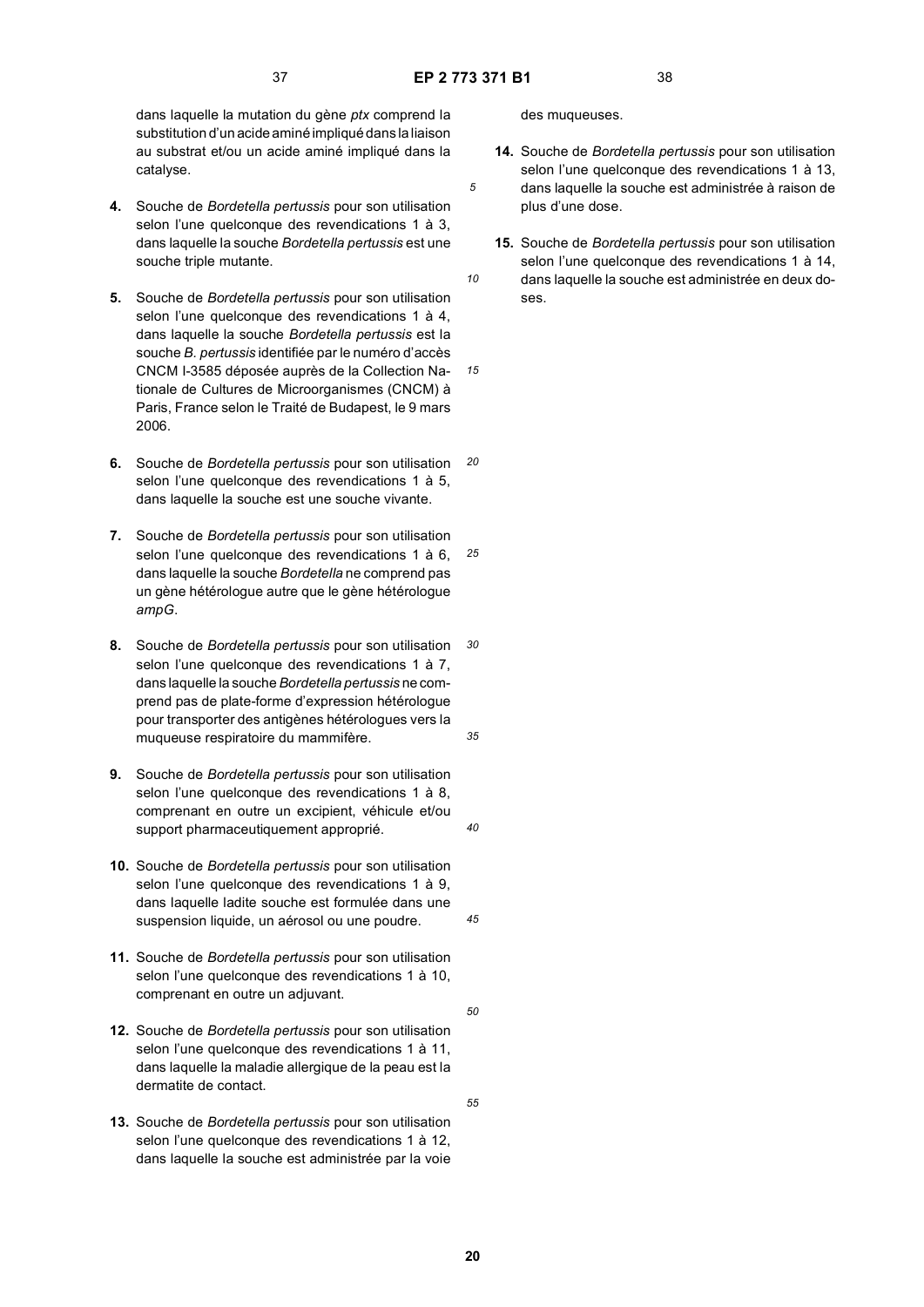dans laquelle la mutation du gène *ptx* comprend la substitution d'un acide aminé impliqué dans la liaison au substrat et/ou un acide aminé impliqué dans la catalyse.

**4.** Souche de *Bordetella pertussis* pour son utilisation selon l'une quelconque des revendications 1 à 3, dans laquelle la souche *Bordetella pertussis* est une souche triple mutante.

**5.** Souche de *Bordetella pertussis* pour son utilisation selon l'une quelconque des revendications 1 à 4, dans laquelle la souche *Bordetella pertussis* est la souche *B. pertussis* identifiée par le numéro d'accès CNCM I-3585 déposée auprès de la Collection Nationale de Cultures de Microorganismes (CNCM) à Paris, France selon le Traité de Budapest, le 9 mars 2006.

**6.** Souche de *Bordetella pertussis* pour son utilisation selon l'une quelconque des revendications 1 à 5, dans laquelle la souche est une souche vivante.

**7.** Souche de *Bordetella pertussis* pour son utilisation selon l'une quelconque des revendications 1 à 6, dans laquelle la souche *Bordetella* ne comprend pas un gène hétérologue autre que le gène hétérologue *ampG*.

**8.** Souche de *Bordetella pertussis* pour son utilisation selon l'une quelconque des revendications 1 à 7, dans laquelle la souche *Bordetella pertussis* ne comprend pas de plate-forme d'expression hétérologue pour transporter des antigènes hétérologues vers la muqueuse respiratoire du mammifère.

**9.** Souche de *Bordetella pertussis* pour son utilisation selon l'une quelconque des revendications 1 à 8, comprenant en outre un excipient, véhicule et/ou support pharmaceutiquement approprié.

**10.** Souche de *Bordetella pertussis* pour son utilisation selon l'une quelconque des revendications 1 à 9, dans laquelle ladite souche est formulée dans une suspension liquide, un aérosol ou une poudre.

**11.** Souche de *Bordetella pertussis* pour son utilisation selon l'une quelconque des revendications 1 à 10, comprenant en outre un adjuvant.

**12.** Souche de *Bordetella pertussis* pour son utilisation selon l'une quelconque des revendications 1 à 11, dans laquelle la maladie allergique de la peau est la dermatite de contact.

**13.** Souche de *Bordetella pertussis* pour son utilisation selon l'une quelconque des revendications 1 à 12, dans laquelle la souche est administrée par la voie des muqueuses.

**14.** Souche de *Bordetella pertussis* pour son utilisation selon l'une quelconque des revendications 1 à 13, dans laquelle la souche est administrée à raison de plus d'une dose.

**15.** Souche de *Bordetella pertussis* pour son utilisation selon l'une quelconque des revendications 1 à 14, dans laquelle la souche est administrée en deux doses.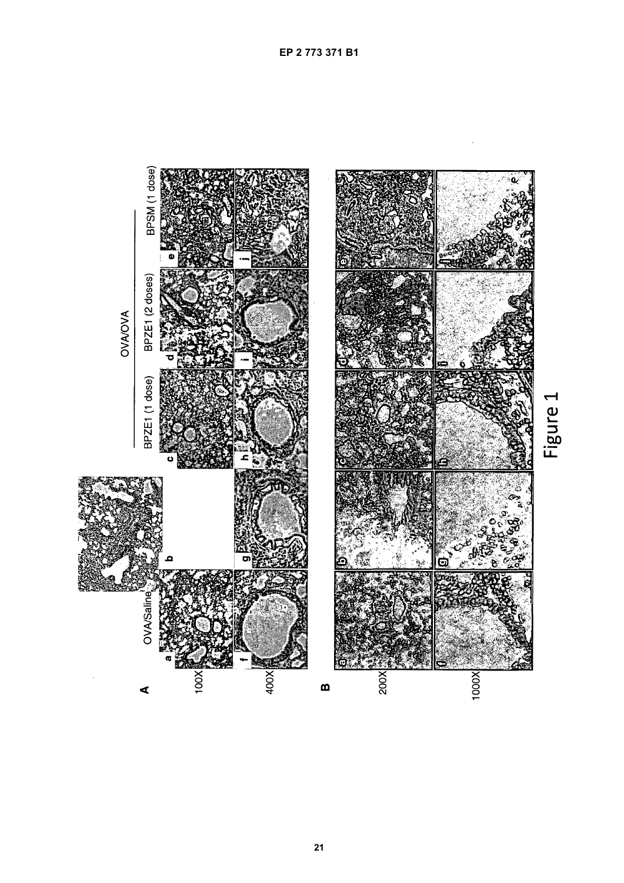Figure 1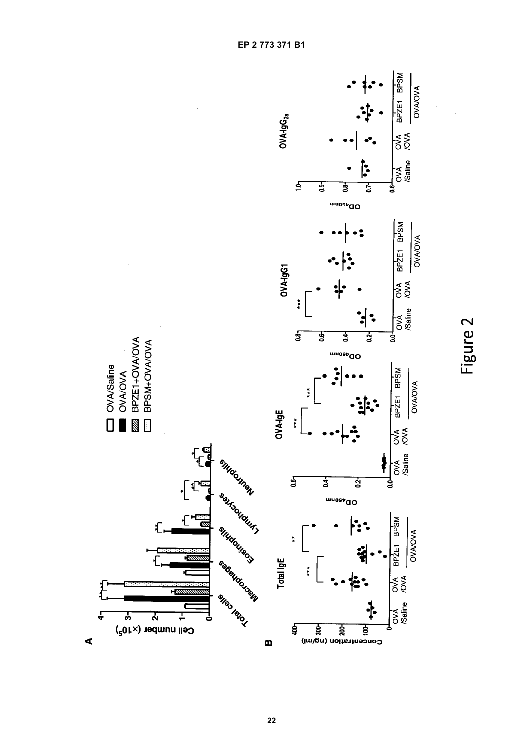Figure 2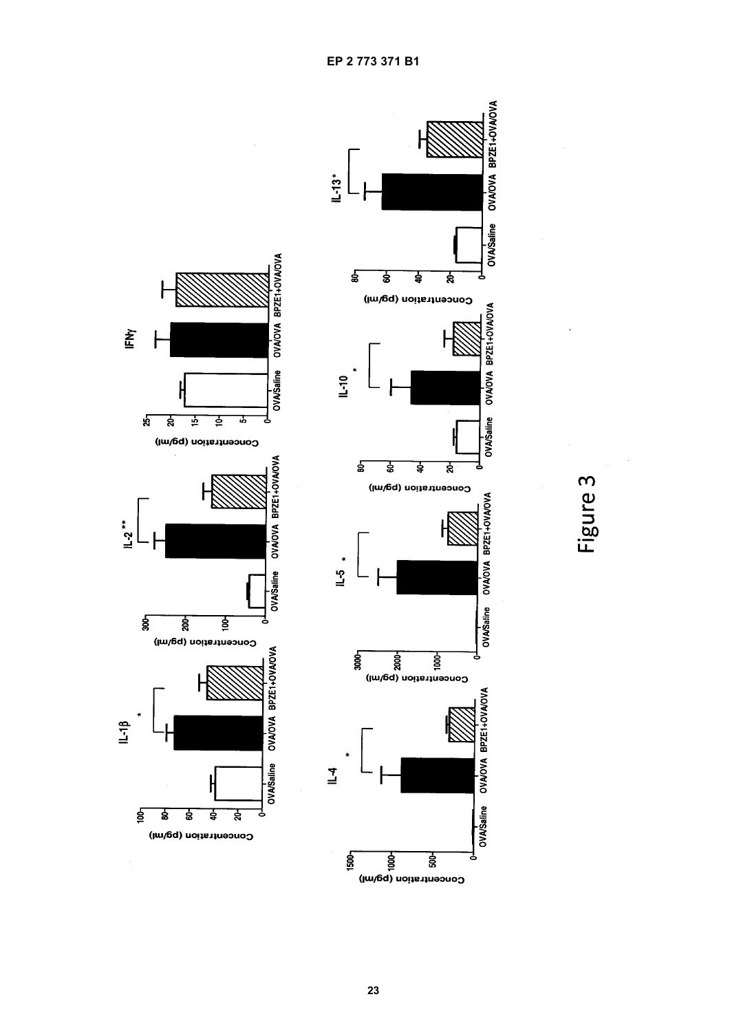Figure 3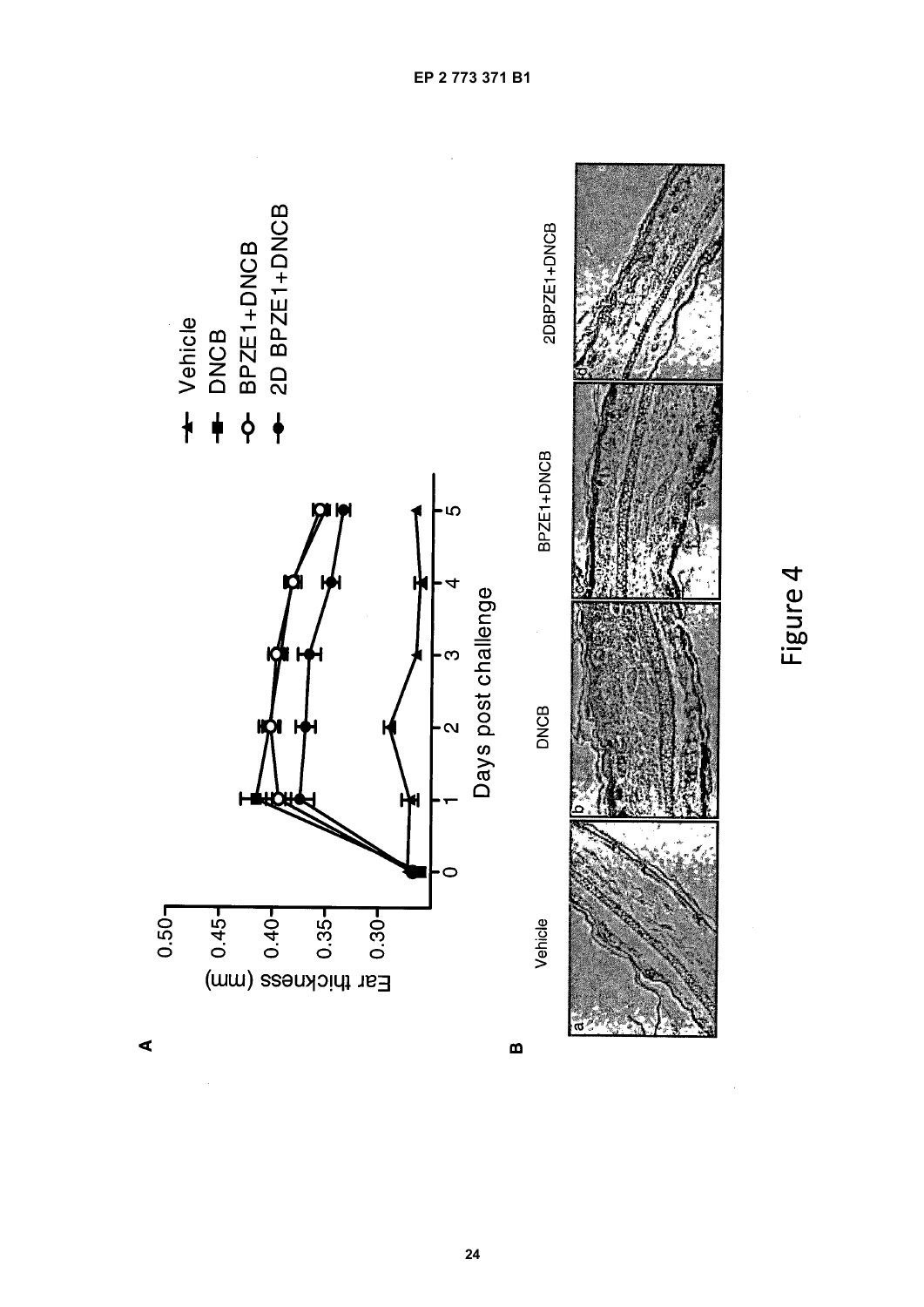A

B

Figure 4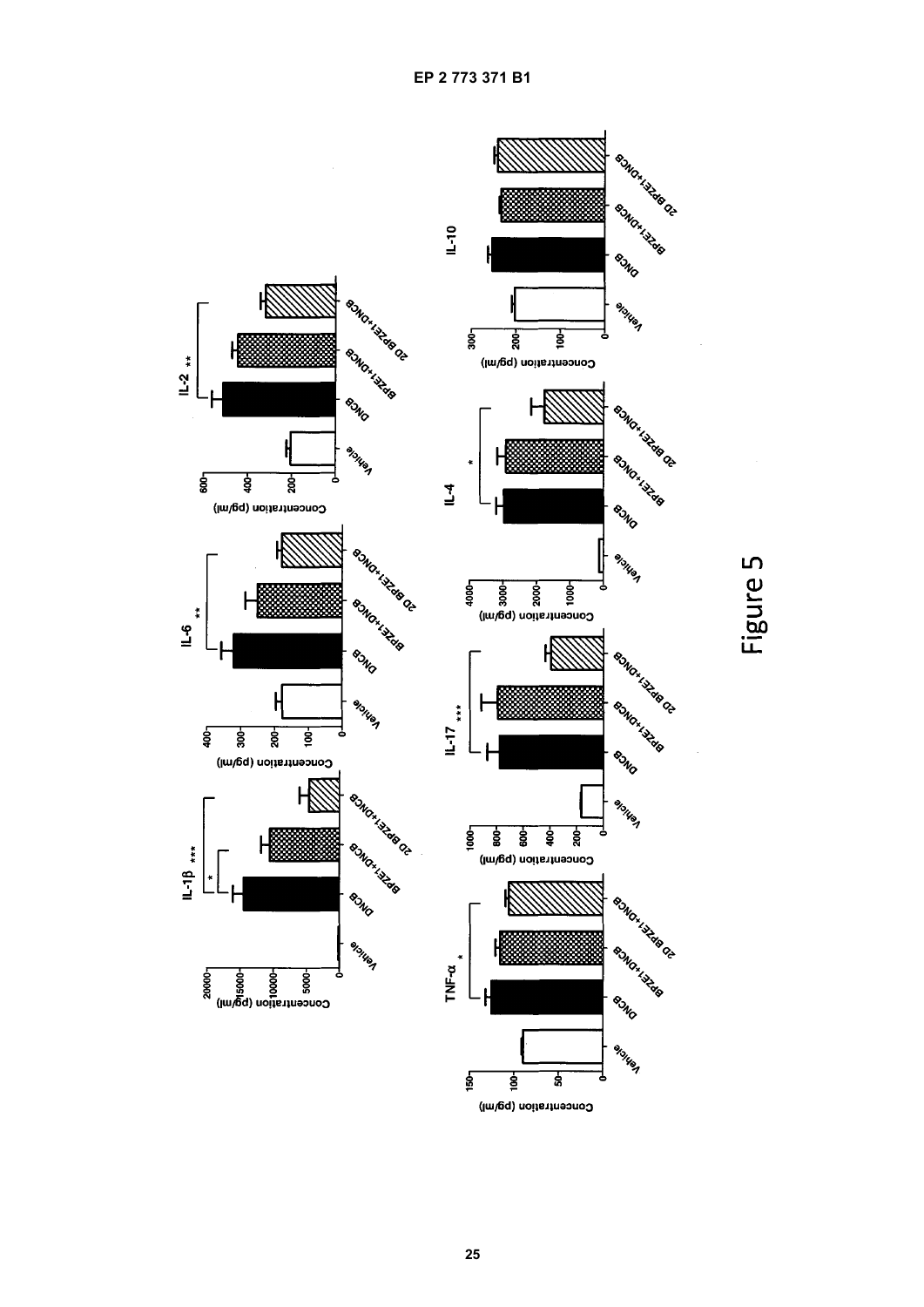Figure 5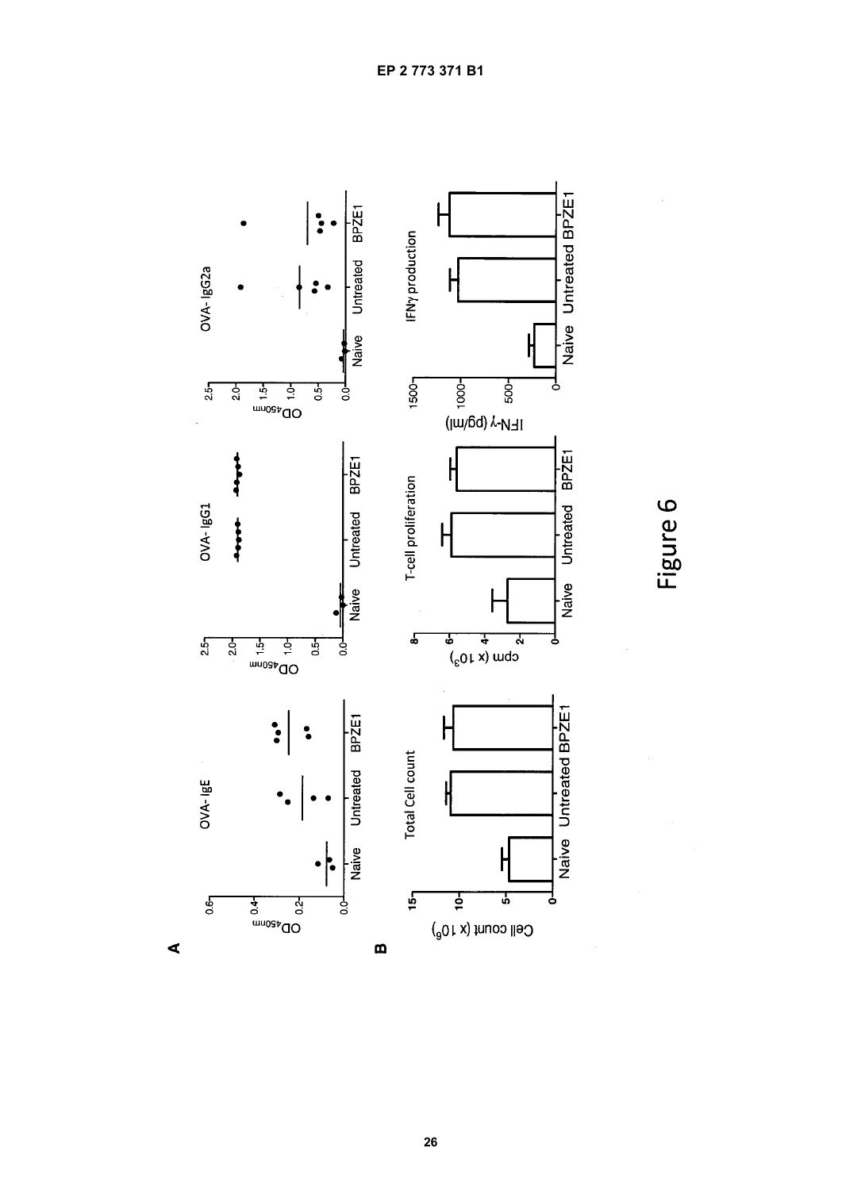A

OVA- IgE

OVA- IgG1

OVA- IgG2a

B

Total Cell count

T-cell proliferation

IFNγ production

Figure 6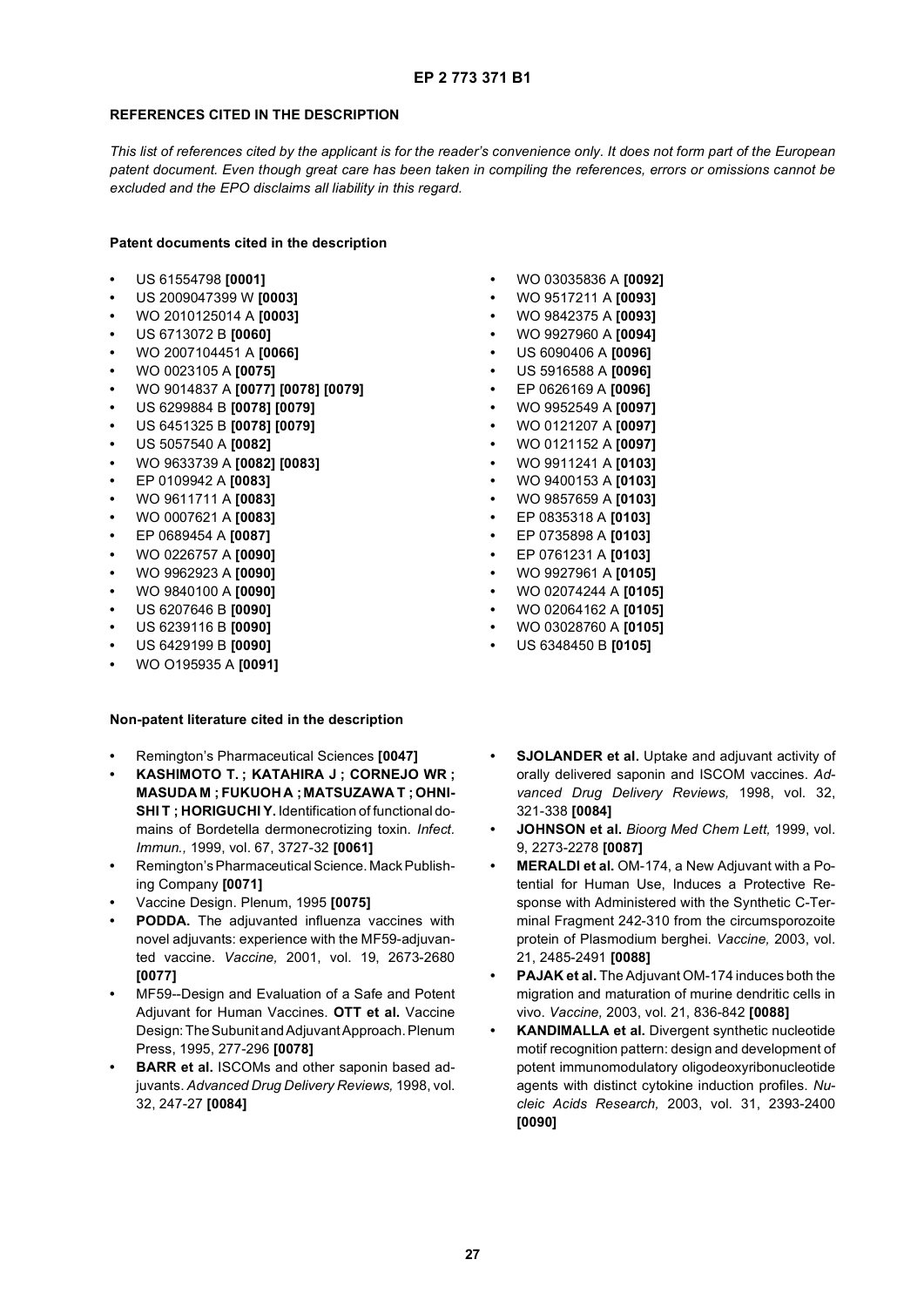## REFERENCES CITED IN THE DESCRIPTION

*This list of references cited by the applicant is for the reader's convenience only. It does not form part of the European patent document. Even though great care has been taken in compiling the references, errors or omissions cannot be excluded and the EPO disclaims all liability in this regard.*

### Patent documents cited in the description

- US 61554798 **[0001]**
- US 2009047399 W **[0003]**
- WO 2010125014 A **[0003]**
- US 6713072 B **[0060]**
- WO 2007104451 A **[0066]**
- WO 0023105 A **[0075]**
- WO 9014837 A **[0077] [0078] [0079]**
- US 6299884 B **[0078] [0079]**
- US 6451325 B **[0078] [0079]**
- US 5057540 A **[0082]**
- WO 9633739 A **[0082] [0083]**
- EP 0109942 A **[0083]**
- WO 9611711 A **[0083]**
- WO 0007621 A **[0083]**
- EP 0689454 A **[0087]**
- WO 0226757 A **[0090]**
- WO 9962923 A **[0090]**
- WO 9840100 A **[0090]**
- US 6207646 B **[0090]**
- US 6239116 B **[0090]**
- US 6429199 B **[0090]**
- WO O195935 A **[0091]**
- WO 03035836 A **[0092]**
- WO 9517211 A **[0093]**
- WO 9842375 A **[0093]**
- WO 9927960 A **[0094]**
- US 6090406 A **[0096]**
- US 5916588 A **[0096]**
- EP 0626169 A **[0096]**
- WO 9952549 A **[0097]**
- WO 0121207 A **[0097]**
- WO 0121152 A **[0097]**
- WO 9911241 A **[0103]**
- WO 9400153 A **[0103]**
- WO 9857659 A **[0103]**
- EP 0835318 A **[0103]**
- EP 0735898 A **[0103]**
- EP 0761231 A **[0103]**
- WO 9927961 A **[0105]**
- WO 02074244 A **[0105]**
- WO 02064162 A **[0105]**
- WO 03028760 A **[0105]**
- US 6348450 B **[0105]**

### Non-patent literature cited in the description

- Remington's Pharmaceutical Sciences **[0047]**
- **KASHIMOTO T. ; KATAHIRA J ; CORNEJO WR ; MASUDA M ; FUKUOH A ; MATSUZAWA T ; OHNISHI T ; HORIGUCHI Y.** Identification of functional domains of Bordetella dermonecrotizing toxin. *Infect. Immun.,* 1999, vol. 67, 3727-32 **[0061]**
- Remington's Pharmaceutical Science. Mack Publishing Company **[0071]**
- Vaccine Design. Plenum, 1995 **[0075]**
- **PODDA.** The adjuvanted influenza vaccines with novel adjuvants: experience with the MF59-adjuvanted vaccine. *Vaccine,* 2001, vol. 19, 2673-2680 **[0077]**
- MF59--Design and Evaluation of a Safe and Potent Adjuvant for Human Vaccines. **OTT et al.** Vaccine Design: The Subunit and Adjuvant Approach. Plenum Press, 1995, 277-296 **[0078]**
- **BARR et al.** ISCOMs and other saponin based adjuvants. *Advanced Drug Delivery Reviews,* 1998, vol. 32, 247-27 **[0084]**
- **SJOLANDER et al.** Uptake and adjuvant activity of orally delivered saponin and ISCOM vaccines. *Advanced Drug Delivery Reviews,* 1998, vol. 32, 321-338 **[0084]**
- **JOHNSON et al.** *Bioorg Med Chem Lett,* 1999, vol. 9, 2273-2278 **[0087]**
- **MERALDI et al.** OM-174, a New Adjuvant with a Potential for Human Use, Induces a Protective Response with Administered with the Synthetic C-Terminal Fragment 242-310 from the circumsporozoite protein of Plasmodium berghei. *Vaccine,* 2003, vol. 21, 2485-2491 **[0088]**
- **PAJAK et al.** The Adjuvant OM-174 induces both the migration and maturation of murine dendritic cells in vivo. *Vaccine,* 2003, vol. 21, 836-842 **[0088]**
- **KANDIMALLA et al.** Divergent synthetic nucleotide motif recognition pattern: design and development of potent immunomodulatory oligodeoxyribonucleotide agents with distinct cytokine induction profiles. *Nucleic Acids Research,* 2003, vol. 31, 2393-2400 **[0090]**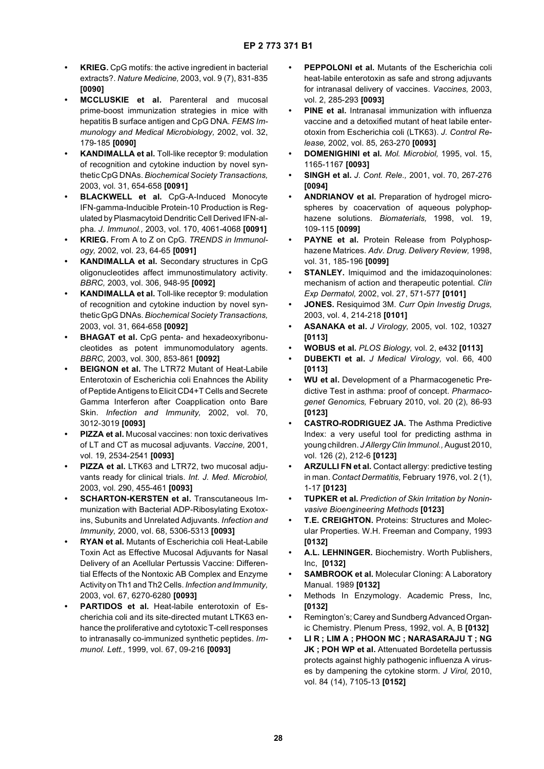- **KRIEG.** CpG motifs: the active ingredient in bacterial extracts?. *Nature Medicine,* 2003, vol. 9 (7), 831-835 **[0090]**
- **MCCLUSKIE et al.** Parenteral and mucosal prime-boost immunization strategies in mice with hepatitis B surface antigen and CpG DNA. *FEMS Immunology and Medical Microbiology,* 2002, vol. 32, 179-185 **[0090]**
- **KANDIMALLA et al.** Toll-like receptor 9: modulation of recognition and cytokine induction by novel synthetic CpG DNAs. *Biochemical Society Transactions,* 2003, vol. 31, 654-658 **[0091]**
- **BLACKWELL et al.** CpG-A-Induced Monocyte IFN-gamma-Inducible Protein-10 Production is Regulated by Plasmacytoid Dendritic Cell Derived IFN-alpha. *J. Immunol.,* 2003, vol. 170, 4061-4068 **[0091]**
- **KRIEG.** From A to Z on CpG. *TRENDS in Immunology,* 2002, vol. 23, 64-65 **[0091]**
- **KANDIMALLA et al.** Secondary structures in CpG oligonucleotides affect immunostimulatory activity. *BBRC,* 2003, vol. 306, 948-95 **[0092]**
- **KANDIMALLA et al.** Toll-like receptor 9: modulation of recognition and cytokine induction by novel synthetic GpG DNAs. *Biochemical Society Transactions,* 2003, vol. 31, 664-658 **[0092]**
- **BHAGAT et al.** CpG penta- and hexadeoxyribonucleotides as potent immunomodulatory agents. *BBRC,* 2003, vol. 300, 853-861 **[0092]**
- **BEIGNON et al.** The LTR72 Mutant of Heat-Labile Enterotoxin of Escherichia coli Enahnces the Ability of Peptide Antigens to Elicit CD4+T Cells and Secrete Gamma Interferon after Coapplication onto Bare Skin. *Infection and Immunity,* 2002, vol. 70, 3012-3019 **[0093]**
- **PIZZA et al.** Mucosal vaccines: non toxic derivatives of LT and CT as mucosal adjuvants. *Vaccine,* 2001, vol. 19, 2534-2541 **[0093]**
- **PIZZA et al.** LTK63 and LTR72, two mucosal adjuvants ready for clinical trials. *Int. J. Med. Microbiol,* 2003, vol. 290, 455-461 **[0093]**
- **SCHARTON-KERSTEN et al.** Transcutaneous Immunization with Bacterial ADP-Ribosylating Exotoxins, Subunits and Unrelated Adjuvants. *Infection and Immunity,* 2000, vol. 68, 5306-5313 **[0093]**
- **RYAN et al.** Mutants of Escherichia coli Heat-Labile Toxin Act as Effective Mucosal Adjuvants for Nasal Delivery of an Acellular Pertussis Vaccine: Differential Effects of the Nontoxic AB Complex and Enzyme Activity on Th1 and Th2 Cells. *Infection and Immunity,* 2003, vol. 67, 6270-6280 **[0093]**
- **PARTIDOS et al.** Heat-labile enterotoxin of Escherichia coli and its site-directed mutant LTK63 enhance the proliferative and cytotoxic T-cell responses to intranasally co-immunized synthetic peptides. *Immunol. Lett.,* 1999, vol. 67, 09-216 **[0093]**
- **PEPPOLONI et al.** Mutants of the Escherichia coli heat-labile enterotoxin as safe and strong adjuvants for intranasal delivery of vaccines. *Vaccines,* 2003, vol. 2, 285-293 **[0093]**
- **PINE et al.** Intranasal immunization with influenza vaccine and a detoxified mutant of heat labile enterotoxin from Escherichia coli (LTK63). *J. Control Release,* 2002, vol. 85, 263-270 **[0093]**
- **DOMENIGHINI et al.** *Mol. Microbiol,* 1995, vol. 15, 1165-1167 **[0093]**
- **SINGH et al.** *J. Cont. Rele.,* 2001, vol. 70, 267-276 **[0094]**
- **ANDRIANOV et al.** Preparation of hydrogel microspheres by coacervation of aqueous polyphophazene solutions. *Biomaterials,* 1998, vol. 19, 109-115 **[0099]**
- **PAYNE et al.** Protein Release from Polyphosphazene Matrices. *Adv. Drug. Delivery Review,* 1998, vol. 31, 185-196 **[0099]**
- **STANLEY.** Imiquimod and the imidazoquinolones: mechanism of action and therapeutic potential. *Clin Exp Dermatol,* 2002, vol. 27, 571-577 **[0101]**
- **JONES.** Resiquimod 3M. *Curr Opin Investig Drugs,* 2003, vol. 4, 214-218 **[0101]**
- **ASANAKA et al.** *J Virology,* 2005, vol. 102, 10327 **[0113]**
- **WOBUS et al.** *PLOS Biology,* vol. 2, e432 **[0113]**
- **DUBEKTI et al.** *J Medical Virology,* vol. 66, 400 **[0113]**
- **WU et al.** Development of a Pharmacogenetic Predictive Test in asthma: proof of concept. *Pharmacogenet Genomics,* February 2010, vol. 20 (2), 86-93 **[0123]**
- **CASTRO-RODRIGUEZ JA.** The Asthma Predictive Index: a very useful tool for predicting asthma in young children. *J Allergy Clin Immunol.,* August 2010, vol. 126 (2), 212-6 **[0123]**
- **ARZULLI FN et al.** Contact allergy: predictive testing in man. *Contact Dermatitis,* February 1976, vol. 2 (1), 1-17 **[0123]**
- **TUPKER et al.** *Prediction of Skin Irritation by Noninvasive Bioengineering Methods* **[0123]**
- **T.E. CREIGHTON.** Proteins: Structures and Molecular Properties. W.H. Freeman and Company, 1993 **[0132]**
- **A.L. LEHNINGER.** Biochemistry. Worth Publishers, Inc, **[0132]**
- **SAMBROOK et al.** Molecular Cloning: A Laboratory Manual. 1989 **[0132]**
- Methods In Enzymology. Academic Press, Inc, **[0132]**
- Remington's; Carey and Sundberg Advanced Organic Chemistry. Plenum Press, 1992, vol. A, B **[0132]**
- **LI R ; LIM A ; PHOON MC ; NARASARAJU T ; NG JK ; POH WP et al.** Attenuated Bordetella pertussis protects against highly pathogenic influenza A viruses by dampening the cytokine storm. *J Virol,* 2010, vol. 84 (14), 7105-13 **[0152]**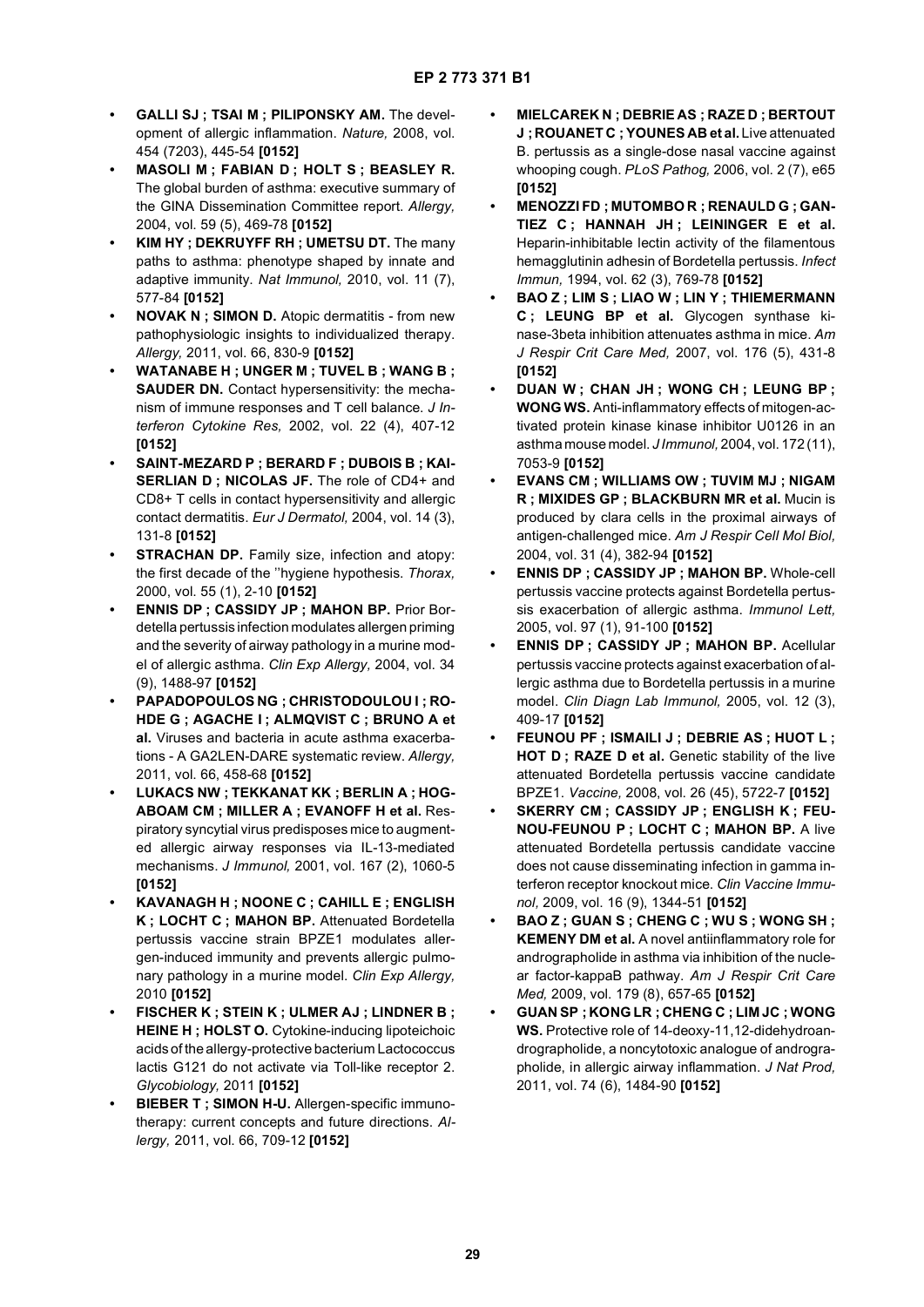- **GALLI SJ ; TSAI M ; PILIPONSKY AM.** The development of allergic inflammation. *Nature,* 2008, vol. 454 (7203), 445-54 **[0152]**
- **MASOLI M ; FABIAN D ; HOLT S ; BEASLEY R.** The global burden of asthma: executive summary of the GINA Dissemination Committee report. *Allergy,* 2004, vol. 59 (5), 469-78 **[0152]**
- **KIM HY ; DEKRUYFF RH ; UMETSU DT.** The many paths to asthma: phenotype shaped by innate and adaptive immunity. *Nat Immunol,* 2010, vol. 11 (7), 577-84 **[0152]**
- **NOVAK N ; SIMON D.** Atopic dermatitis - from new pathophysiologic insights to individualized therapy. *Allergy,* 2011, vol. 66, 830-9 **[0152]**
- **WATANABE H ; UNGER M ; TUVEL B ; WANG B ; SAUDER DN.** Contact hypersensitivity: the mechanism of immune responses and T cell balance. *J Interferon Cytokine Res,* 2002, vol. 22 (4), 407-12 **[0152]**
- **SAINT-MEZARD P ; BERARD F ; DUBOIS B ; KAISERLIAN D ; NICOLAS JF.** The role of CD4+ and CD8+ T cells in contact hypersensitivity and allergic contact dermatitis. *Eur J Dermatol,* 2004, vol. 14 (3), 131-8 **[0152]**
- **STRACHAN DP.** Family size, infection and atopy: the first decade of the ''hygiene hypothesis. *Thorax,* 2000, vol. 55 (1), 2-10 **[0152]**
- **ENNIS DP ; CASSIDY JP ; MAHON BP.** Prior Bordetella pertussis infection modulates allergen priming and the severity of airway pathology in a murine model of allergic asthma. *Clin Exp Allergy,* 2004, vol. 34 (9), 1488-97 **[0152]**
- **PAPADOPOULOS NG ; CHRISTODOULOU I ; ROHDE G ; AGACHE I ; ALMQVIST C ; BRUNO A et al.** Viruses and bacteria in acute asthma exacerbations - A GA2LEN-DARE systematic review. *Allergy,* 2011, vol. 66, 458-68 **[0152]**
- **LUKACS NW ; TEKKANAT KK ; BERLIN A ; HOGABOAM CM ; MILLER A ; EVANOFF H et al.** Respiratory syncytial virus predisposes mice to augmented allergic airway responses via IL-13-mediated mechanisms. *J Immunol,* 2001, vol. 167 (2), 1060-5 **[0152]**
- **KAVANAGH H ; NOONE C ; CAHILL E ; ENGLISH K ; LOCHT C ; MAHON BP.** Attenuated Bordetella pertussis vaccine strain BPZE1 modulates allergen-induced immunity and prevents allergic pulmonary pathology in a murine model. *Clin Exp Allergy,* 2010 **[0152]**
- **FISCHER K ; STEIN K ; ULMER AJ ; LINDNER B ; HEINE H ; HOLST O.** Cytokine-inducing lipoteichoic acids of the allergy-protective bacterium Lactococcus lactis G121 do not activate via Toll-like receptor 2. *Glycobiology,* 2011 **[0152]**
- **BIEBER T ; SIMON H-U.** Allergen-specific immunotherapy: current concepts and future directions. *Allergy,* 2011, vol. 66, 709-12 **[0152]**
- **MIELCAREK N ; DEBRIE AS ; RAZE D ; BERTOUT J ; ROUANET C ; YOUNES AB et al.** Live attenuated B. pertussis as a single-dose nasal vaccine against whooping cough. *PLoS Pathog,* 2006, vol. 2 (7), e65 **[0152]**
- **MENOZZI FD ; MUTOMBO R ; RENAULD G ; GANTIEZ C ; HANNAH JH ; LEININGER E et al.** Heparin-inhibitable lectin activity of the filamentous hemagglutinin adhesin of Bordetella pertussis. *Infect Immun,* 1994, vol. 62 (3), 769-78 **[0152]**
- **BAO Z ; LIM S ; LIAO W ; LIN Y ; THIEMERMANN C ; LEUNG BP et al.** Glycogen synthase kinase-3beta inhibition attenuates asthma in mice. *Am J Respir Crit Care Med,* 2007, vol. 176 (5), 431-8 **[0152]**
- **DUAN W ; CHAN JH ; WONG CH ; LEUNG BP ; WONG WS.** Anti-inflammatory effects of mitogen-activated protein kinase kinase inhibitor U0126 in an asthma mouse model. *J Immunol,* 2004, vol. 172 (11), 7053-9 **[0152]**
- **EVANS CM ; WILLIAMS OW ; TUVIM MJ ; NIGAM R ; MIXIDES GP ; BLACKBURN MR et al.** Mucin is produced by clara cells in the proximal airways of antigen-challenged mice. *Am J Respir Cell Mol Biol,* 2004, vol. 31 (4), 382-94 **[0152]**
- **ENNIS DP ; CASSIDY JP ; MAHON BP.** Whole-cell pertussis vaccine protects against Bordetella pertussis exacerbation of allergic asthma. *Immunol Lett,* 2005, vol. 97 (1), 91-100 **[0152]**
- **ENNIS DP ; CASSIDY JP ; MAHON BP.** Acellular pertussis vaccine protects against exacerbation of allergic asthma due to Bordetella pertussis in a murine model. *Clin Diagn Lab Immunol,* 2005, vol. 12 (3), 409-17 **[0152]**
- **FEUNOU PF ; ISMAILI J ; DEBRIE AS ; HUOT L ; HOT D ; RAZE D et al.** Genetic stability of the live attenuated Bordetella pertussis vaccine candidate BPZE1. *Vaccine,* 2008, vol. 26 (45), 5722-7 **[0152]**
- **SKERRY CM ; CASSIDY JP ; ENGLISH K ; FEUNOU-FEUNOU P ; LOCHT C ; MAHON BP.** A live attenuated Bordetella pertussis candidate vaccine does not cause disseminating infection in gamma interferon receptor knockout mice. *Clin Vaccine Immunol,* 2009, vol. 16 (9), 1344-51 **[0152]**
- **BAO Z ; GUAN S ; CHENG C ; WU S ; WONG SH ; KEMENY DM et al.** A novel antiinflammatory role for andrographolide in asthma via inhibition of the nuclear factor-kappaB pathway. *Am J Respir Crit Care Med,* 2009, vol. 179 (8), 657-65 **[0152]**
- **GUAN SP ; KONG LR ; CHENG C ; LIM JC ; WONG WS.** Protective role of 14-deoxy-11,12-didehydroandrographolide, a noncytotoxic analogue of andrographolide, in allergic airway inflammation. *J Nat Prod,* 2011, vol. 74 (6), 1484-90 **[0152]**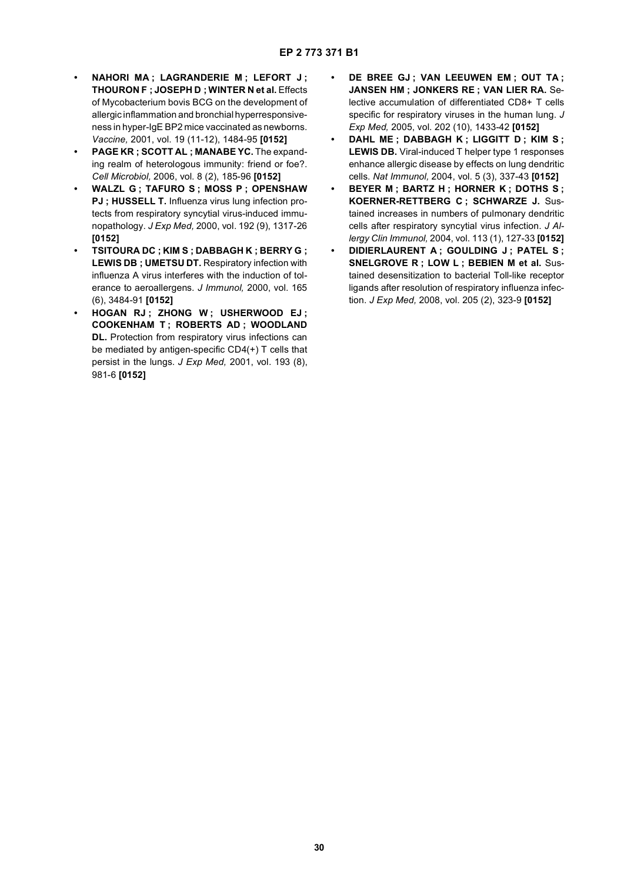- **NAHORI MA ; LAGRANDERIE M ; LEFORT J ; THOURON F ; JOSEPH D ; WINTER N et al.** Effects of Mycobacterium bovis BCG on the development of allergic inflammation and bronchial hyperresponsiveness in hyper-IgE BP2 mice vaccinated as newborns. *Vaccine,* 2001, vol. 19 (11-12), 1484-95 **[0152]**
- **PAGE KR ; SCOTT AL ; MANABE YC.** The expanding realm of heterologous immunity: friend or foe?. *Cell Microbiol,* 2006, vol. 8 (2), 185-96 **[0152]**
- **WALZL G ; TAFURO S ; MOSS P ; OPENSHAW PJ ; HUSSELL T.** Influenza virus lung infection protects from respiratory syncytial virus-induced immunopathology. *J Exp Med,* 2000, vol. 192 (9), 1317-26 **[0152]**
- **TSITOURA DC ; KIM S ; DABBAGH K ; BERRY G ; LEWIS DB ; UMETSU DT.** Respiratory infection with influenza A virus interferes with the induction of tolerance to aeroallergens. *J Immunol,* 2000, vol. 165 (6), 3484-91 **[0152]**
- **HOGAN RJ ; ZHONG W ; USHERWOOD EJ ; COOKENHAM T ; ROBERTS AD ; WOODLAND DL.** Protection from respiratory virus infections can be mediated by antigen-specific CD4(+) T cells that persist in the lungs. *J Exp Med,* 2001, vol. 193 (8), 981-6 **[0152]**
- **DE BREE GJ ; VAN LEEUWEN EM ; OUT TA ; JANSEN HM ; JONKERS RE ; VAN LIER RA.** Selective accumulation of differentiated CD8+ T cells specific for respiratory viruses in the human lung. *J Exp Med,* 2005, vol. 202 (10), 1433-42 **[0152]**
- **DAHL ME ; DABBAGH K ; LIGGITT D ; KIM S ; LEWIS DB.** Viral-induced T helper type 1 responses enhance allergic disease by effects on lung dendritic cells. *Nat Immunol,* 2004, vol. 5 (3), 337-43 **[0152]**
- **BEYER M ; BARTZ H ; HORNER K ; DOTHS S ; KOERNER-RETTBERG C ; SCHWARZE J.** Sustained increases in numbers of pulmonary dendritic cells after respiratory syncytial virus infection. *J Allergy Clin Immunol,* 2004, vol. 113 (1), 127-33 **[0152]**
- **DIDIERLAURENT A ; GOULDING J ; PATEL S ; SNELGROVE R ; LOW L ; BEBIEN M et al.** Sustained desensitization to bacterial Toll-like receptor ligands after resolution of respiratory influenza infection. *J Exp Med,* 2008, vol. 205 (2), 323-9 **[0152]**